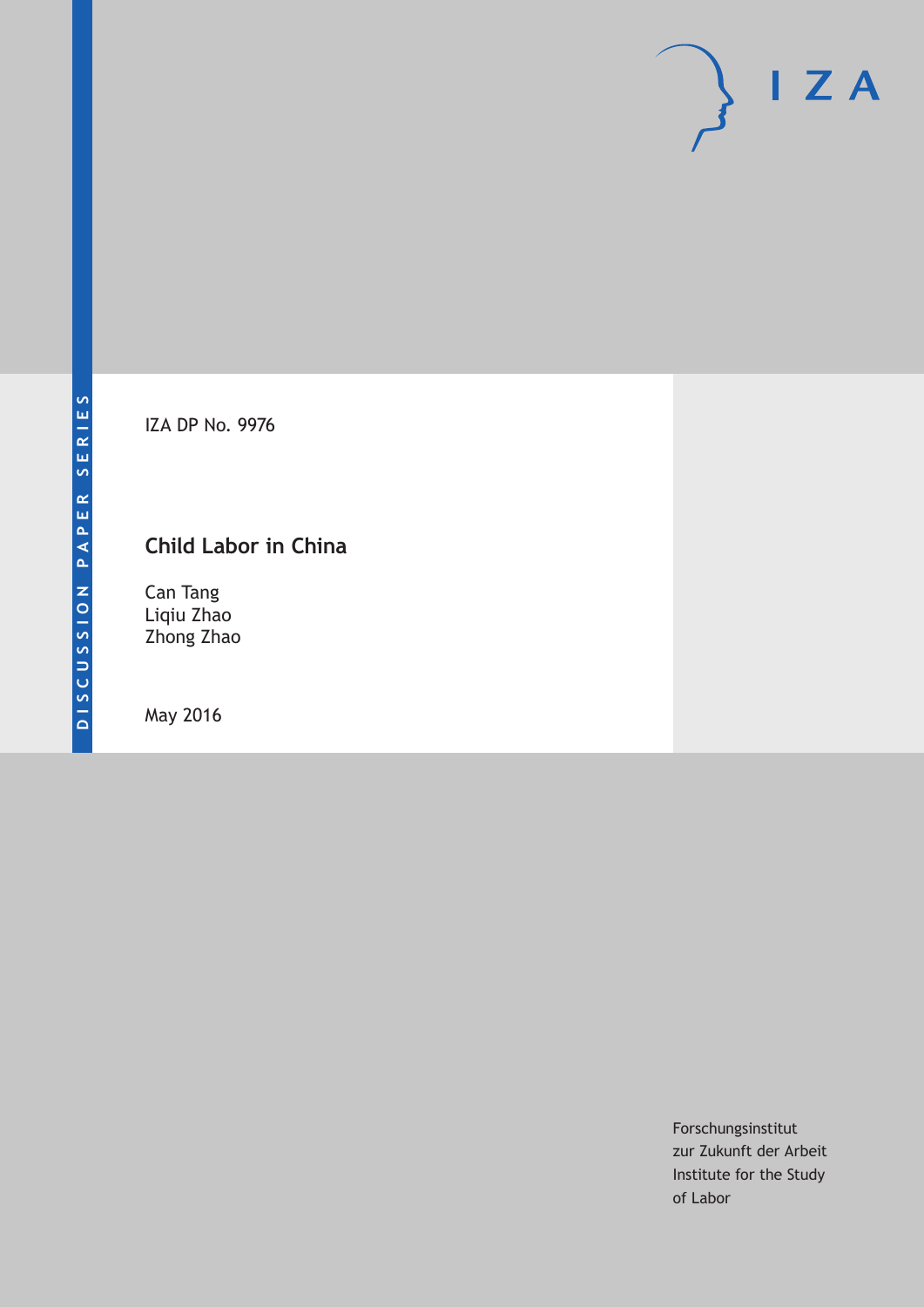DISCUSSION PAPER SERIES

IZA DP No. 9976

# Child Labor in China

Can Tang
Liqiu Zhao
Zhong Zhao

May 2016

Forschungsinstitut
zur Zukunft der Arbeit
Institute for the Study
of Labor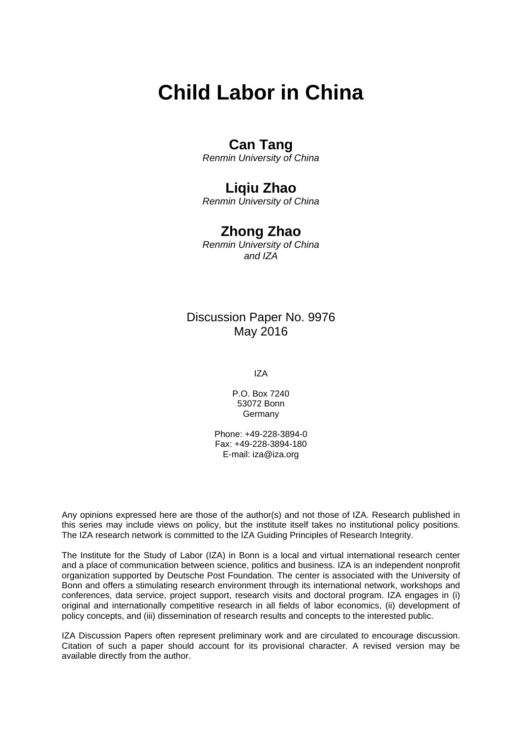# Child Labor in China

**Can Tang**
*Renmin University of China*

**Liqiu Zhao**
*Renmin University of China*

**Zhong Zhao**
*Renmin University of China*
*and IZA*

Discussion Paper No. 9976
May 2016

IZA

P.O. Box 7240
53072 Bonn
Germany

Phone: +49-228-3894-0
Fax: +49-228-3894-180
E-mail: iza@iza.org

Any opinions expressed here are those of the author(s) and not those of IZA. Research published in this series may include views on policy, but the institute itself takes no institutional policy positions. The IZA research network is committed to the IZA Guiding Principles of Research Integrity.

The Institute for the Study of Labor (IZA) in Bonn is a local and virtual international research center and a place of communication between science, politics and business. IZA is an independent nonprofit organization supported by Deutsche Post Foundation. The center is associated with the University of Bonn and offers a stimulating research environment through its international network, workshops and conferences, data service, project support, research visits and doctoral program. IZA engages in (i) original and internationally competitive research in all fields of labor economics, (ii) development of policy concepts, and (iii) dissemination of research results and concepts to the interested public.

IZA Discussion Papers often represent preliminary work and are circulated to encourage discussion. Citation of such a paper should account for its provisional character. A revised version may be available directly from the author.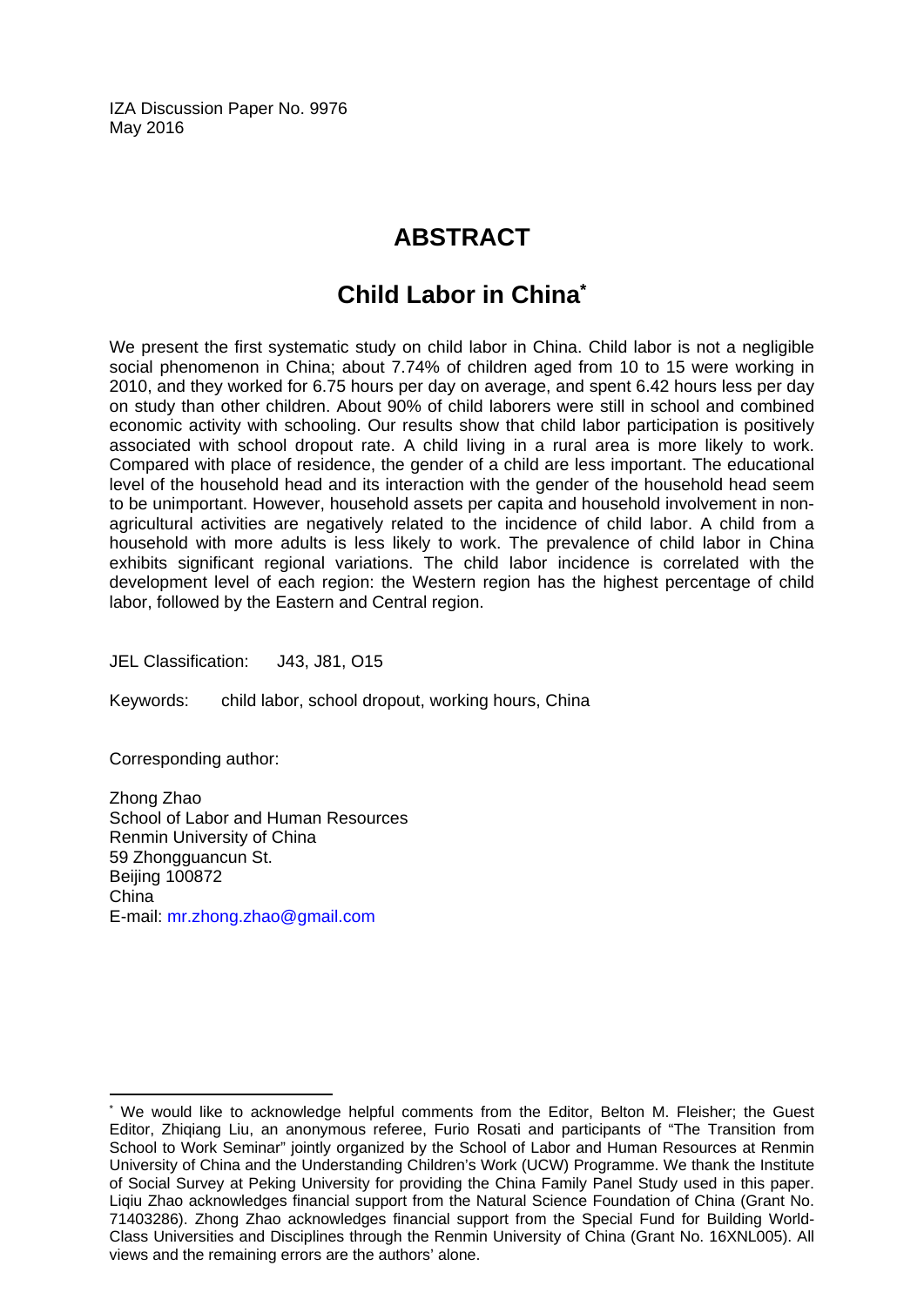IZA Discussion Paper No. 9976
May 2016

# ABSTRACT

## Child Labor in China*

We present the first systematic study on child labor in China. Child labor is not a negligible social phenomenon in China; about 7.74% of children aged from 10 to 15 were working in 2010, and they worked for 6.75 hours per day on average, and spent 6.42 hours less per day on study than other children. About 90% of child laborers were still in school and combined economic activity with schooling. Our results show that child labor participation is positively associated with school dropout rate. A child living in a rural area is more likely to work. Compared with place of residence, the gender of a child are less important. The educational level of the household head and its interaction with the gender of the household head seem to be unimportant. However, household assets per capita and household involvement in non-agricultural activities are negatively related to the incidence of child labor. A child from a household with more adults is less likely to work. The prevalence of child labor in China exhibits significant regional variations. The child labor incidence is correlated with the development level of each region: the Western region has the highest percentage of child labor, followed by the Eastern and Central region.

JEL Classification: J43, J81, O15

Keywords: child labor, school dropout, working hours, China

Corresponding author:

Zhong Zhao
School of Labor and Human Resources
Renmin University of China
59 Zhongguancun St.
Beijing 100872
China
E-mail: mr.zhong.zhao@gmail.com

---

* We would like to acknowledge helpful comments from the Editor, Belton M. Fleisher; the Guest Editor, Zhiqiang Liu, an anonymous referee, Furio Rosati and participants of "The Transition from School to Work Seminar" jointly organized by the School of Labor and Human Resources at Renmin University of China and the Understanding Children's Work (UCW) Programme. We thank the Institute of Social Survey at Peking University for providing the China Family Panel Study used in this paper. Liqiu Zhao acknowledges financial support from the Natural Science Foundation of China (Grant No. 71403286). Zhong Zhao acknowledges financial support from the Special Fund for Building World-Class Universities and Disciplines through the Renmin University of China (Grant No. 16XNL005). All views and the remaining errors are the authors' alone.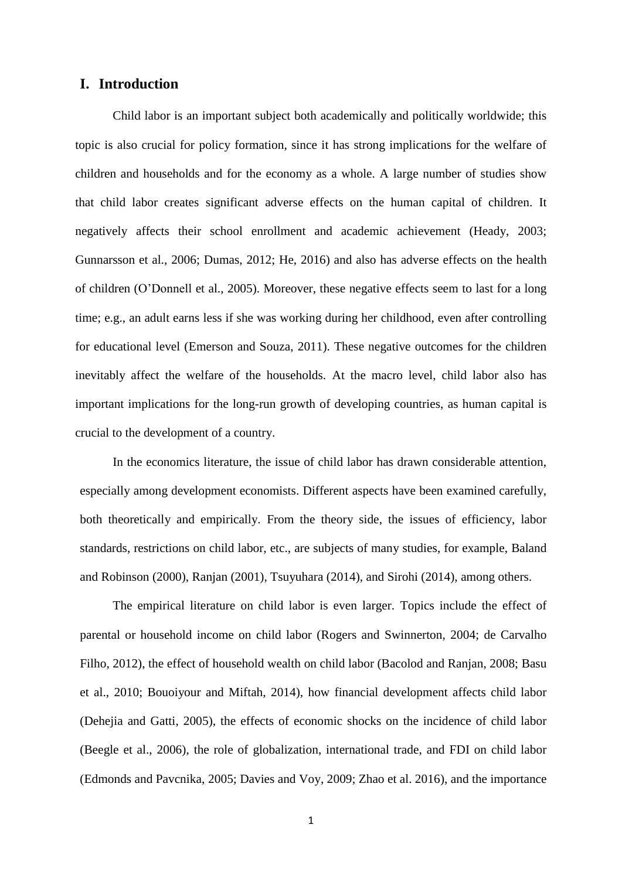# I. Introduction

Child labor is an important subject both academically and politically worldwide; this topic is also crucial for policy formation, since it has strong implications for the welfare of children and households and for the economy as a whole. A large number of studies show that child labor creates significant adverse effects on the human capital of children. It negatively affects their school enrollment and academic achievement (Heady, 2003; Gunnarsson et al., 2006; Dumas, 2012; He, 2016) and also has adverse effects on the health of children (O'Donnell et al., 2005). Moreover, these negative effects seem to last for a long time; e.g., an adult earns less if she was working during her childhood, even after controlling for educational level (Emerson and Souza, 2011). These negative outcomes for the children inevitably affect the welfare of the households. At the macro level, child labor also has important implications for the long-run growth of developing countries, as human capital is crucial to the development of a country.

In the economics literature, the issue of child labor has drawn considerable attention, especially among development economists. Different aspects have been examined carefully, both theoretically and empirically. From the theory side, the issues of efficiency, labor standards, restrictions on child labor, etc., are subjects of many studies, for example, Baland and Robinson (2000), Ranjan (2001), Tsuyuhara (2014), and Sirohi (2014), among others.

The empirical literature on child labor is even larger. Topics include the effect of parental or household income on child labor (Rogers and Swinnerton, 2004; de Carvalho Filho, 2012), the effect of household wealth on child labor (Bacolod and Ranjan, 2008; Basu et al., 2010; Bouoiyour and Miftah, 2014), how financial development affects child labor (Dehejia and Gatti, 2005), the effects of economic shocks on the incidence of child labor (Beegle et al., 2006), the role of globalization, international trade, and FDI on child labor (Edmonds and Pavcnika, 2005; Davies and Voy, 2009; Zhao et al. 2016), and the importance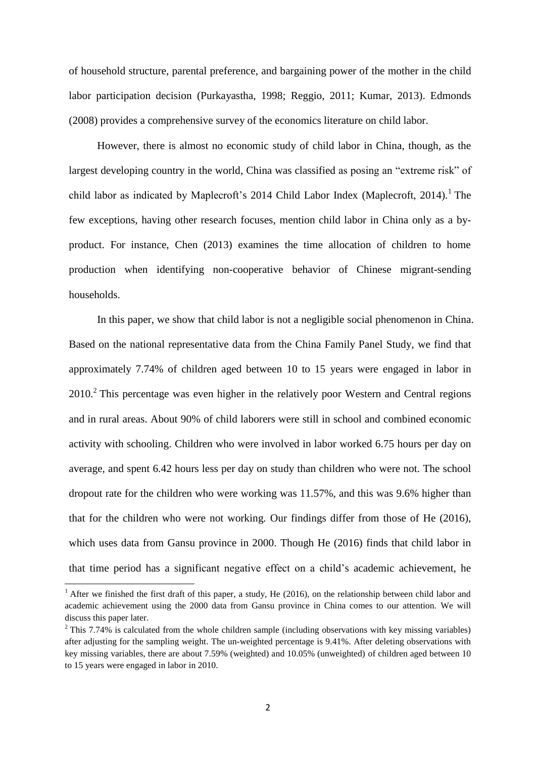of household structure, parental preference, and bargaining power of the mother in the child labor participation decision (Purkayastha, 1998; Reggio, 2011; Kumar, 2013). Edmonds (2008) provides a comprehensive survey of the economics literature on child labor.

However, there is almost no economic study of child labor in China, though, as the largest developing country in the world, China was classified as posing an "extreme risk" of child labor as indicated by Maplecroft's 2014 Child Labor Index (Maplecroft, 2014).[1] The few exceptions, having other research focuses, mention child labor in China only as a by-product. For instance, Chen (2013) examines the time allocation of children to home production when identifying non-cooperative behavior of Chinese migrant-sending households.

In this paper, we show that child labor is not a negligible social phenomenon in China. Based on the national representative data from the China Family Panel Study, we find that approximately 7.74% of children aged between 10 to 15 years were engaged in labor in 2010.[2] This percentage was even higher in the relatively poor Western and Central regions and in rural areas. About 90% of child laborers were still in school and combined economic activity with schooling. Children who were involved in labor worked 6.75 hours per day on average, and spent 6.42 hours less per day on study than children who were not. The school dropout rate for the children who were working was 11.57%, and this was 9.6% higher than that for the children who were not working. Our findings differ from those of He (2016), which uses data from Gansu province in 2000. Though He (2016) finds that child labor in that time period has a significant negative effect on a child's academic achievement, he

[1] After we finished the first draft of this paper, a study, He (2016), on the relationship between child labor and academic achievement using the 2000 data from Gansu province in China comes to our attention. We will discuss this paper later.

[2] This 7.74% is calculated from the whole children sample (including observations with key missing variables) after adjusting for the sampling weight. The un-weighted percentage is 9.41%. After deleting observations with key missing variables, there are about 7.59% (weighted) and 10.05% (unweighted) of children aged between 10 to 15 years were engaged in labor in 2010.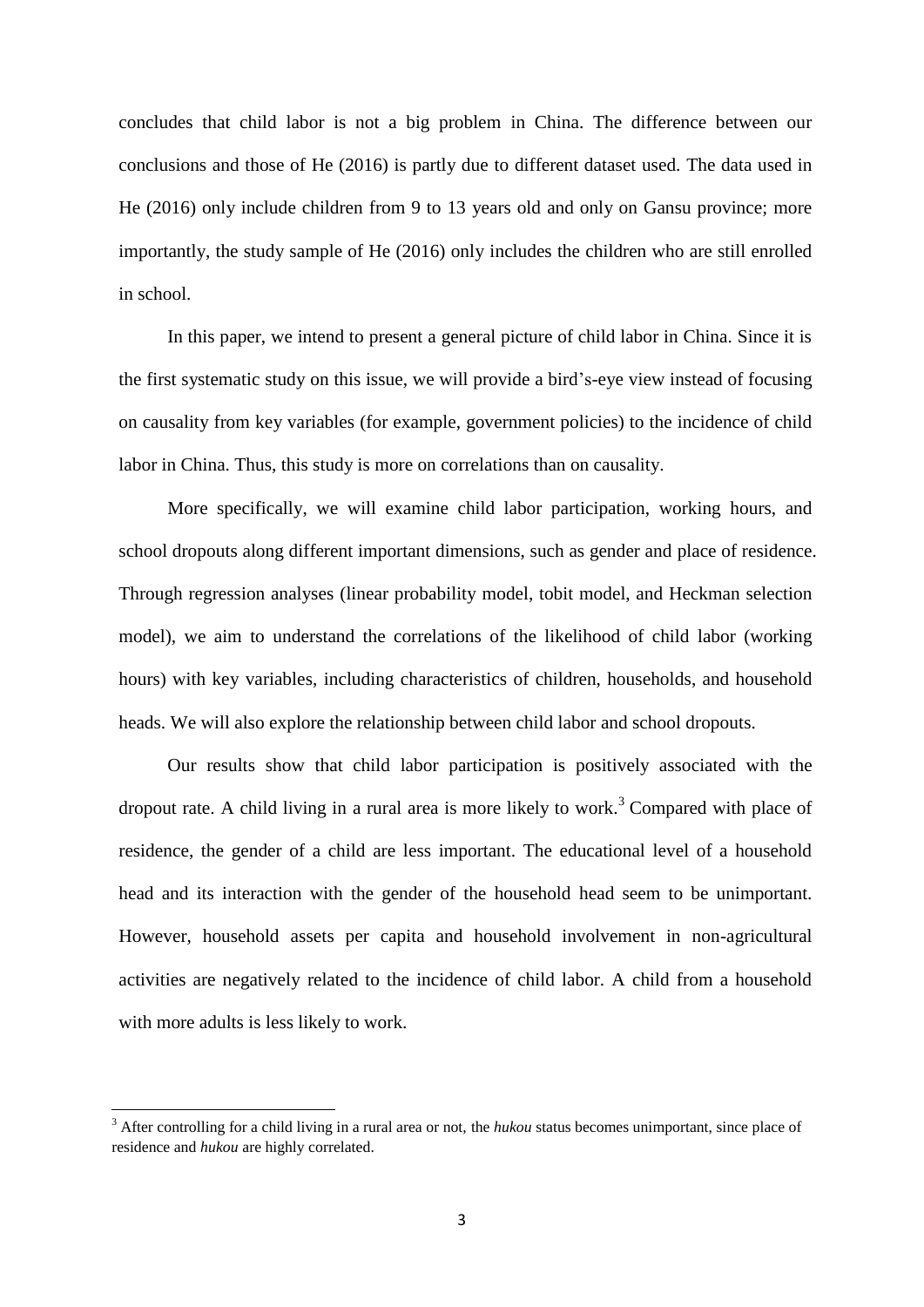concludes that child labor is not a big problem in China. The difference between our conclusions and those of He (2016) is partly due to different dataset used. The data used in He (2016) only include children from 9 to 13 years old and only on Gansu province; more importantly, the study sample of He (2016) only includes the children who are still enrolled in school.

In this paper, we intend to present a general picture of child labor in China. Since it is the first systematic study on this issue, we will provide a bird's-eye view instead of focusing on causality from key variables (for example, government policies) to the incidence of child labor in China. Thus, this study is more on correlations than on causality.

More specifically, we will examine child labor participation, working hours, and school dropouts along different important dimensions, such as gender and place of residence. Through regression analyses (linear probability model, tobit model, and Heckman selection model), we aim to understand the correlations of the likelihood of child labor (working hours) with key variables, including characteristics of children, households, and household heads. We will also explore the relationship between child labor and school dropouts.

Our results show that child labor participation is positively associated with the dropout rate. A child living in a rural area is more likely to work.[3] Compared with place of residence, the gender of a child are less important. The educational level of a household head and its interaction with the gender of the household head seem to be unimportant. However, household assets per capita and household involvement in non-agricultural activities are negatively related to the incidence of child labor. A child from a household with more adults is less likely to work.

[3] After controlling for a child living in a rural area or not, the *hukou* status becomes unimportant, since place of residence and *hukou* are highly correlated.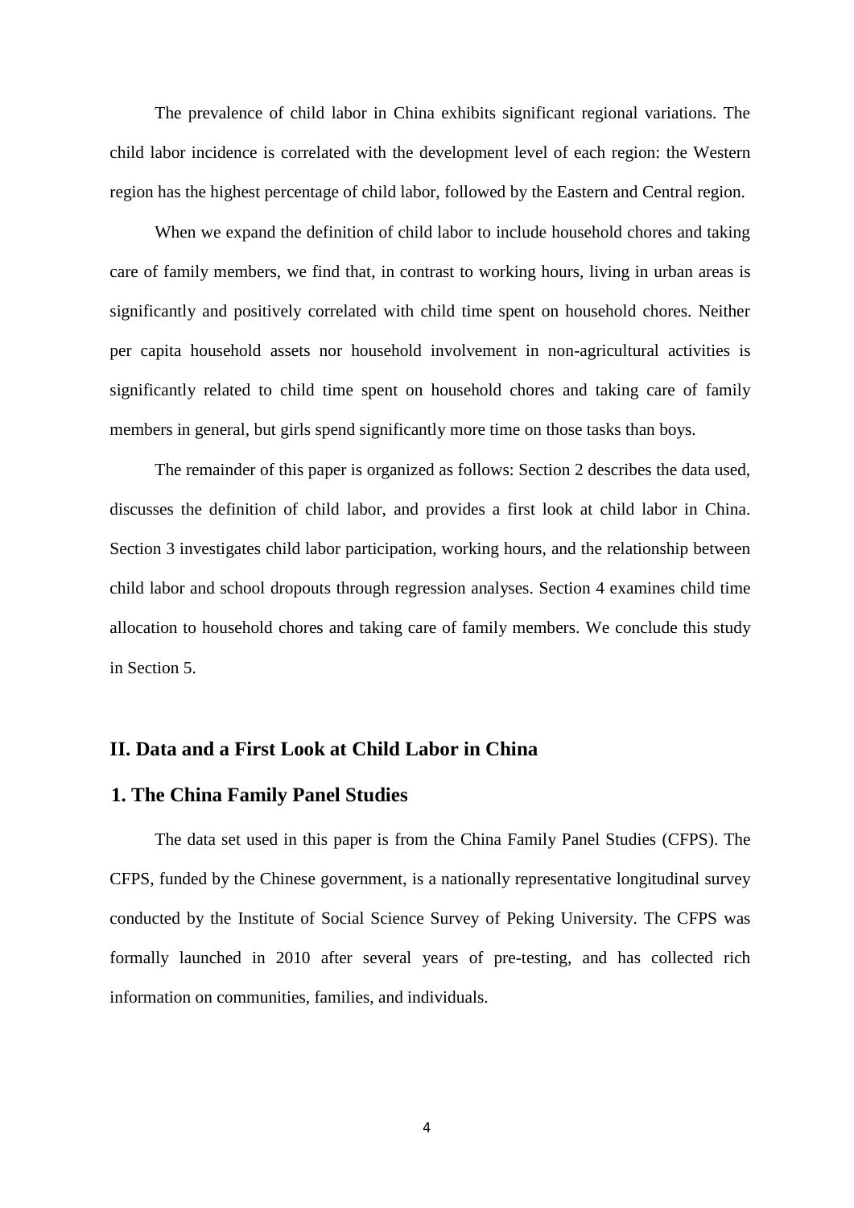The prevalence of child labor in China exhibits significant regional variations. The child labor incidence is correlated with the development level of each region: the Western region has the highest percentage of child labor, followed by the Eastern and Central region.

When we expand the definition of child labor to include household chores and taking care of family members, we find that, in contrast to working hours, living in urban areas is significantly and positively correlated with child time spent on household chores. Neither per capita household assets nor household involvement in non-agricultural activities is significantly related to child time spent on household chores and taking care of family members in general, but girls spend significantly more time on those tasks than boys.

The remainder of this paper is organized as follows: Section 2 describes the data used, discusses the definition of child labor, and provides a first look at child labor in China. Section 3 investigates child labor participation, working hours, and the relationship between child labor and school dropouts through regression analyses. Section 4 examines child time allocation to household chores and taking care of family members. We conclude this study in Section 5.

## II. Data and a First Look at Child Labor in China

### 1. The China Family Panel Studies

The data set used in this paper is from the China Family Panel Studies (CFPS). The CFPS, funded by the Chinese government, is a nationally representative longitudinal survey conducted by the Institute of Social Science Survey of Peking University. The CFPS was formally launched in 2010 after several years of pre-testing, and has collected rich information on communities, families, and individuals.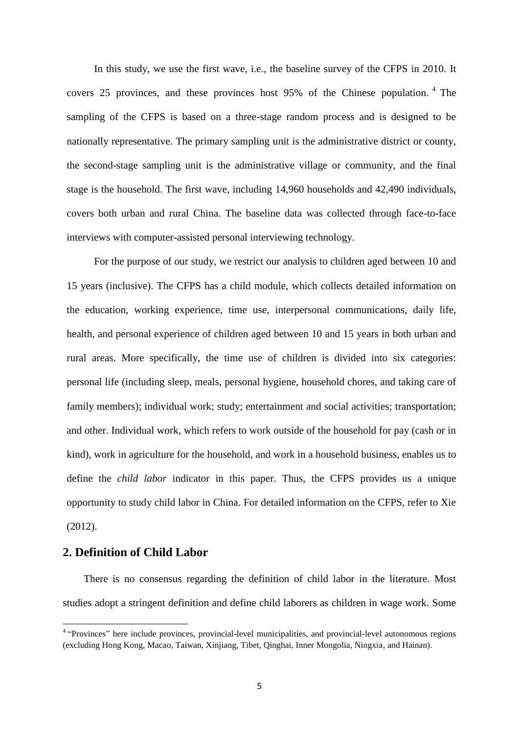In this study, we use the first wave, i.e., the baseline survey of the CFPS in 2010. It covers 25 provinces, and these provinces host 95% of the Chinese population.[4] The sampling of the CFPS is based on a three-stage random process and is designed to be nationally representative. The primary sampling unit is the administrative district or county, the second-stage sampling unit is the administrative village or community, and the final stage is the household. The first wave, including 14,960 households and 42,490 individuals, covers both urban and rural China. The baseline data was collected through face-to-face interviews with computer-assisted personal interviewing technology.

For the purpose of our study, we restrict our analysis to children aged between 10 and 15 years (inclusive). The CFPS has a child module, which collects detailed information on the education, working experience, time use, interpersonal communications, daily life, health, and personal experience of children aged between 10 and 15 years in both urban and rural areas. More specifically, the time use of children is divided into six categories: personal life (including sleep, meals, personal hygiene, household chores, and taking care of family members); individual work; study; entertainment and social activities; transportation; and other. Individual work, which refers to work outside of the household for pay (cash or in kind), work in agriculture for the household, and work in a household business, enables us to define the *child labor* indicator in this paper. Thus, the CFPS provides us a unique opportunity to study child labor in China. For detailed information on the CFPS, refer to Xie (2012).

## 2. Definition of Child Labor

There is no consensus regarding the definition of child labor in the literature. Most studies adopt a stringent definition and define child laborers as children in wage work. Some

[4] "Provinces" here include provinces, provincial-level municipalities, and provincial-level autonomous regions (excluding Hong Kong, Macao, Taiwan, Xinjiang, Tibet, Qinghai, Inner Mongolia, Ningxia, and Hainan).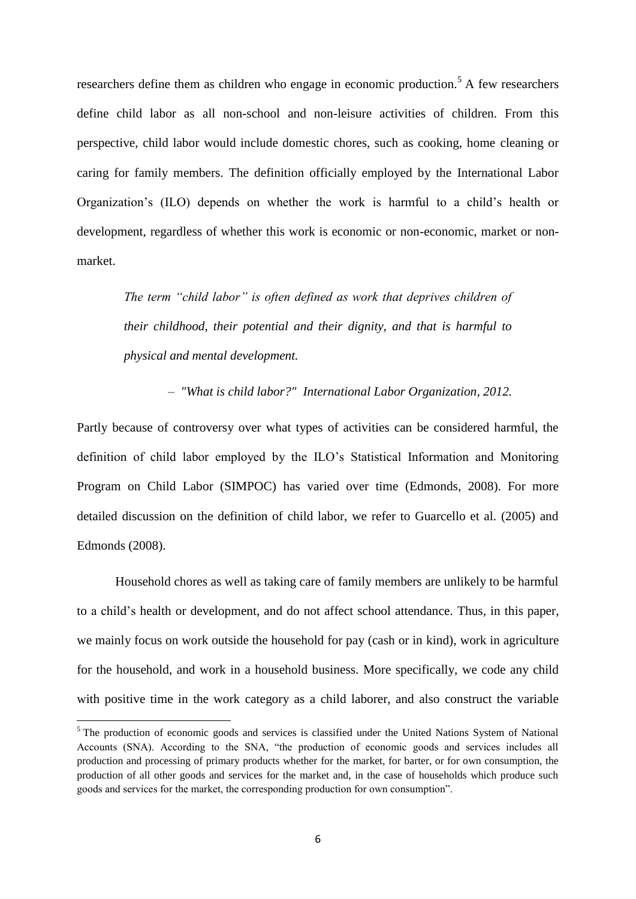researchers define them as children who engage in economic production.[5] A few researchers define child labor as all non-school and non-leisure activities of children. From this perspective, child labor would include domestic chores, such as cooking, home cleaning or caring for family members. The definition officially employed by the International Labor Organization's (ILO) depends on whether the work is harmful to a child's health or development, regardless of whether this work is economic or non-economic, market or non-market.

> *The term "child labor" is often defined as work that deprives children of their childhood, their potential and their dignity, and that is harmful to physical and mental development.*
>
> – *"What is child labor?" International Labor Organization, 2012.*

Partly because of controversy over what types of activities can be considered harmful, the definition of child labor employed by the ILO's Statistical Information and Monitoring Program on Child Labor (SIMPOC) has varied over time (Edmonds, 2008). For more detailed discussion on the definition of child labor, we refer to Guarcello et al. (2005) and Edmonds (2008).

Household chores as well as taking care of family members are unlikely to be harmful to a child's health or development, and do not affect school attendance. Thus, in this paper, we mainly focus on work outside the household for pay (cash or in kind), work in agriculture for the household, and work in a household business. More specifically, we code any child with positive time in the work category as a child laborer, and also construct the variable

[5] The production of economic goods and services is classified under the United Nations System of National Accounts (SNA). According to the SNA, "the production of economic goods and services includes all production and processing of primary products whether for the market, for barter, or for own consumption, the production of all other goods and services for the market and, in the case of households which produce such goods and services for the market, the corresponding production for own consumption".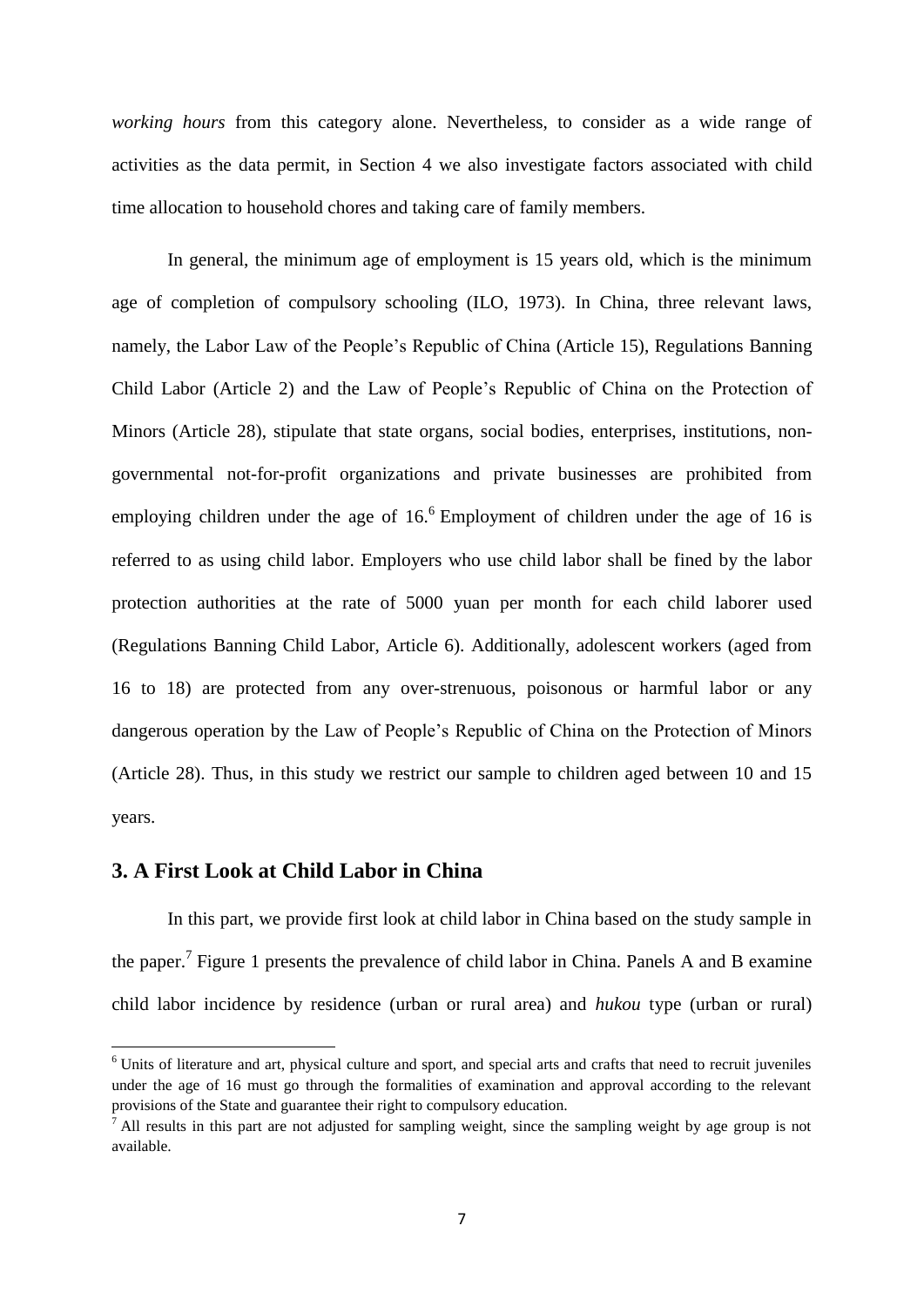*working hours* from this category alone. Nevertheless, to consider as a wide range of activities as the data permit, in Section 4 we also investigate factors associated with child time allocation to household chores and taking care of family members.

In general, the minimum age of employment is 15 years old, which is the minimum age of completion of compulsory schooling (ILO, 1973). In China, three relevant laws, namely, the Labor Law of the People's Republic of China (Article 15), Regulations Banning Child Labor (Article 2) and the Law of People's Republic of China on the Protection of Minors (Article 28), stipulate that state organs, social bodies, enterprises, institutions, non-governmental not-for-profit organizations and private businesses are prohibited from employing children under the age of 16.[6] Employment of children under the age of 16 is referred to as using child labor. Employers who use child labor shall be fined by the labor protection authorities at the rate of 5000 yuan per month for each child laborer used (Regulations Banning Child Labor, Article 6). Additionally, adolescent workers (aged from 16 to 18) are protected from any over-strenuous, poisonous or harmful labor or any dangerous operation by the Law of People's Republic of China on the Protection of Minors (Article 28). Thus, in this study we restrict our sample to children aged between 10 and 15 years.

## 3. A First Look at Child Labor in China

In this part, we provide first look at child labor in China based on the study sample in the paper.[7] Figure 1 presents the prevalence of child labor in China. Panels A and B examine child labor incidence by residence (urban or rural area) and *hukou* type (urban or rural)

---

[6] Units of literature and art, physical culture and sport, and special arts and crafts that need to recruit juveniles under the age of 16 must go through the formalities of examination and approval according to the relevant provisions of the State and guarantee their right to compulsory education.

[7] All results in this part are not adjusted for sampling weight, since the sampling weight by age group is not available.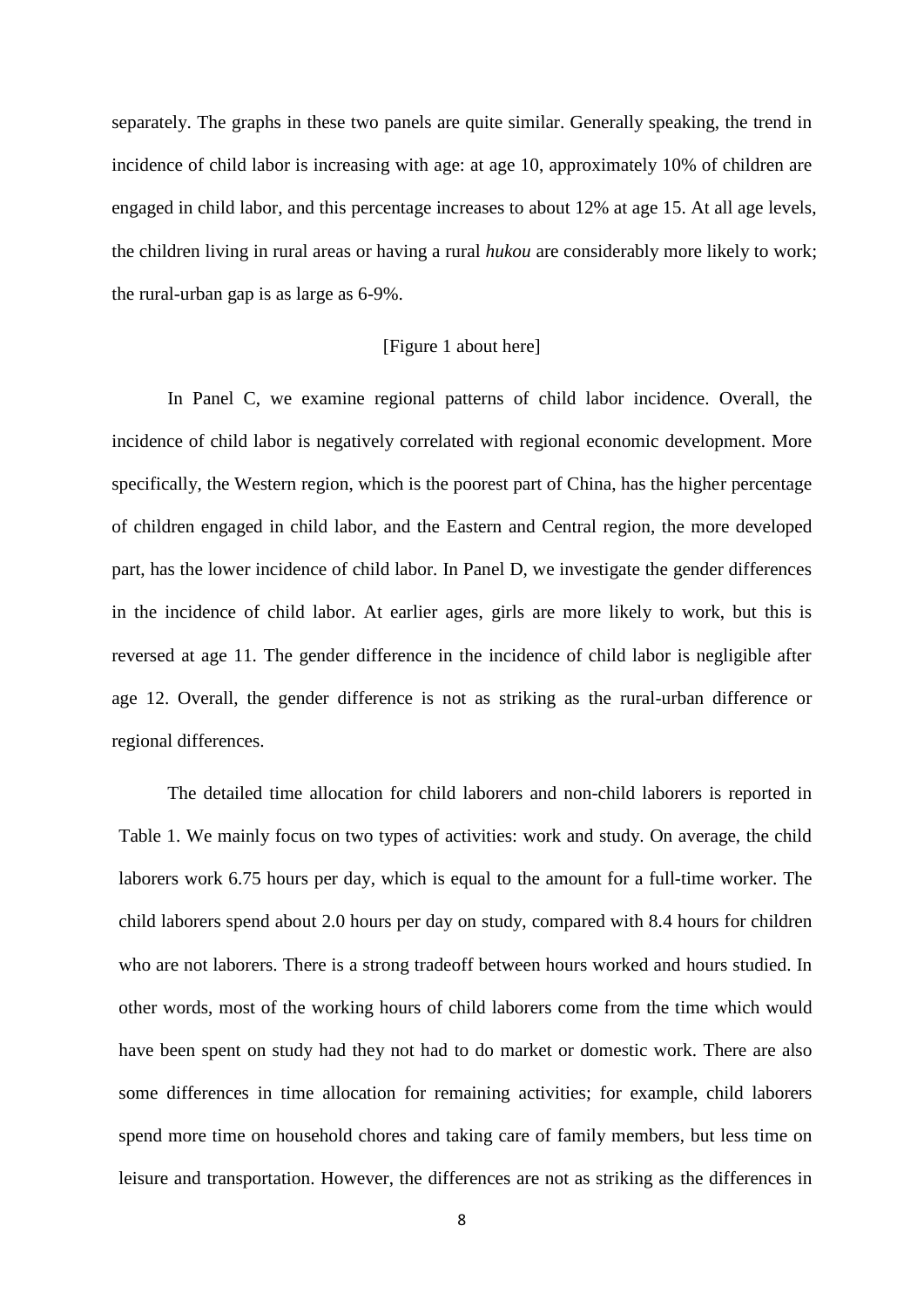separately. The graphs in these two panels are quite similar. Generally speaking, the trend in incidence of child labor is increasing with age: at age 10, approximately 10% of children are engaged in child labor, and this percentage increases to about 12% at age 15. At all age levels, the children living in rural areas or having a rural *hukou* are considerably more likely to work; the rural-urban gap is as large as 6-9%.

[Figure 1 about here]

In Panel C, we examine regional patterns of child labor incidence. Overall, the incidence of child labor is negatively correlated with regional economic development. More specifically, the Western region, which is the poorest part of China, has the higher percentage of children engaged in child labor, and the Eastern and Central region, the more developed part, has the lower incidence of child labor. In Panel D, we investigate the gender differences in the incidence of child labor. At earlier ages, girls are more likely to work, but this is reversed at age 11. The gender difference in the incidence of child labor is negligible after age 12. Overall, the gender difference is not as striking as the rural-urban difference or regional differences.

The detailed time allocation for child laborers and non-child laborers is reported in Table 1. We mainly focus on two types of activities: work and study. On average, the child laborers work 6.75 hours per day, which is equal to the amount for a full-time worker. The child laborers spend about 2.0 hours per day on study, compared with 8.4 hours for children who are not laborers. There is a strong tradeoff between hours worked and hours studied. In other words, most of the working hours of child laborers come from the time which would have been spent on study had they not had to do market or domestic work. There are also some differences in time allocation for remaining activities; for example, child laborers spend more time on household chores and taking care of family members, but less time on leisure and transportation. However, the differences are not as striking as the differences in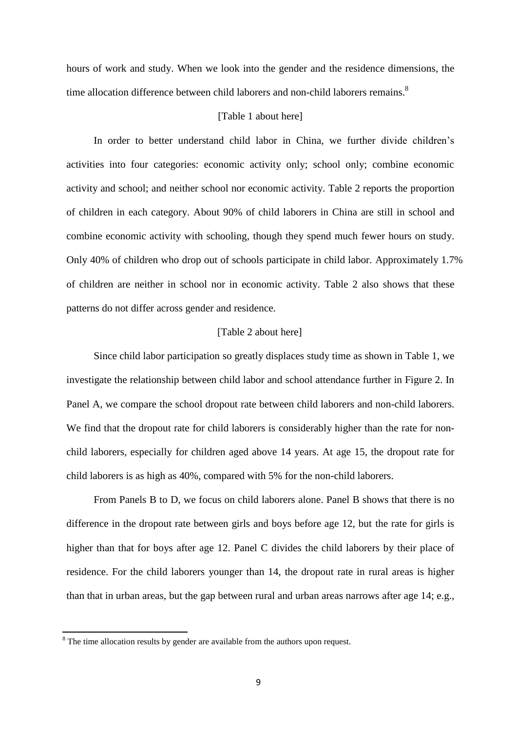hours of work and study. When we look into the gender and the residence dimensions, the time allocation difference between child laborers and non-child laborers remains.[8]

[Table 1 about here]

In order to better understand child labor in China, we further divide children's activities into four categories: economic activity only; school only; combine economic activity and school; and neither school nor economic activity. Table 2 reports the proportion of children in each category. About 90% of child laborers in China are still in school and combine economic activity with schooling, though they spend much fewer hours on study. Only 40% of children who drop out of schools participate in child labor. Approximately 1.7% of children are neither in school nor in economic activity. Table 2 also shows that these patterns do not differ across gender and residence.

[Table 2 about here]

Since child labor participation so greatly displaces study time as shown in Table 1, we investigate the relationship between child labor and school attendance further in Figure 2. In Panel A, we compare the school dropout rate between child laborers and non-child laborers. We find that the dropout rate for child laborers is considerably higher than the rate for non-child laborers, especially for children aged above 14 years. At age 15, the dropout rate for child laborers is as high as 40%, compared with 5% for the non-child laborers.

From Panels B to D, we focus on child laborers alone. Panel B shows that there is no difference in the dropout rate between girls and boys before age 12, but the rate for girls is higher than that for boys after age 12. Panel C divides the child laborers by their place of residence. For the child laborers younger than 14, the dropout rate in rural areas is higher than that in urban areas, but the gap between rural and urban areas narrows after age 14; e.g.,

[8] The time allocation results by gender are available from the authors upon request.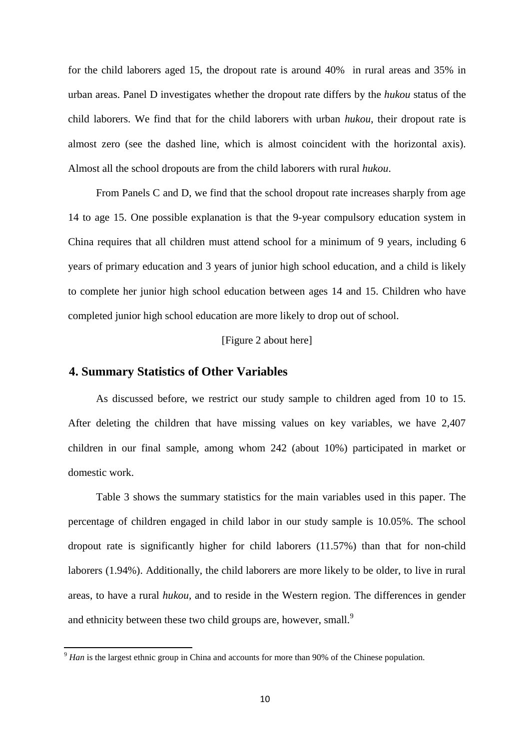for the child laborers aged 15, the dropout rate is around 40%  in rural areas and 35% in urban areas. Panel D investigates whether the dropout rate differs by the *hukou* status of the child laborers. We find that for the child laborers with urban *hukou*, their dropout rate is almost zero (see the dashed line, which is almost coincident with the horizontal axis). Almost all the school dropouts are from the child laborers with rural *hukou*.

From Panels C and D, we find that the school dropout rate increases sharply from age 14 to age 15. One possible explanation is that the 9-year compulsory education system in China requires that all children must attend school for a minimum of 9 years, including 6 years of primary education and 3 years of junior high school education, and a child is likely to complete her junior high school education between ages 14 and 15. Children who have completed junior high school education are more likely to drop out of school.

[Figure 2 about here]

## 4. Summary Statistics of Other Variables

As discussed before, we restrict our study sample to children aged from 10 to 15. After deleting the children that have missing values on key variables, we have 2,407 children in our final sample, among whom 242 (about 10%) participated in market or domestic work.

Table 3 shows the summary statistics for the main variables used in this paper. The percentage of children engaged in child labor in our study sample is 10.05%. The school dropout rate is significantly higher for child laborers (11.57%) than that for non-child laborers (1.94%). Additionally, the child laborers are more likely to be older, to live in rural areas, to have a rural *hukou*, and to reside in the Western region. The differences in gender and ethnicity between these two child groups are, however, small.[9]

[9] *Han* is the largest ethnic group in China and accounts for more than 90% of the Chinese population.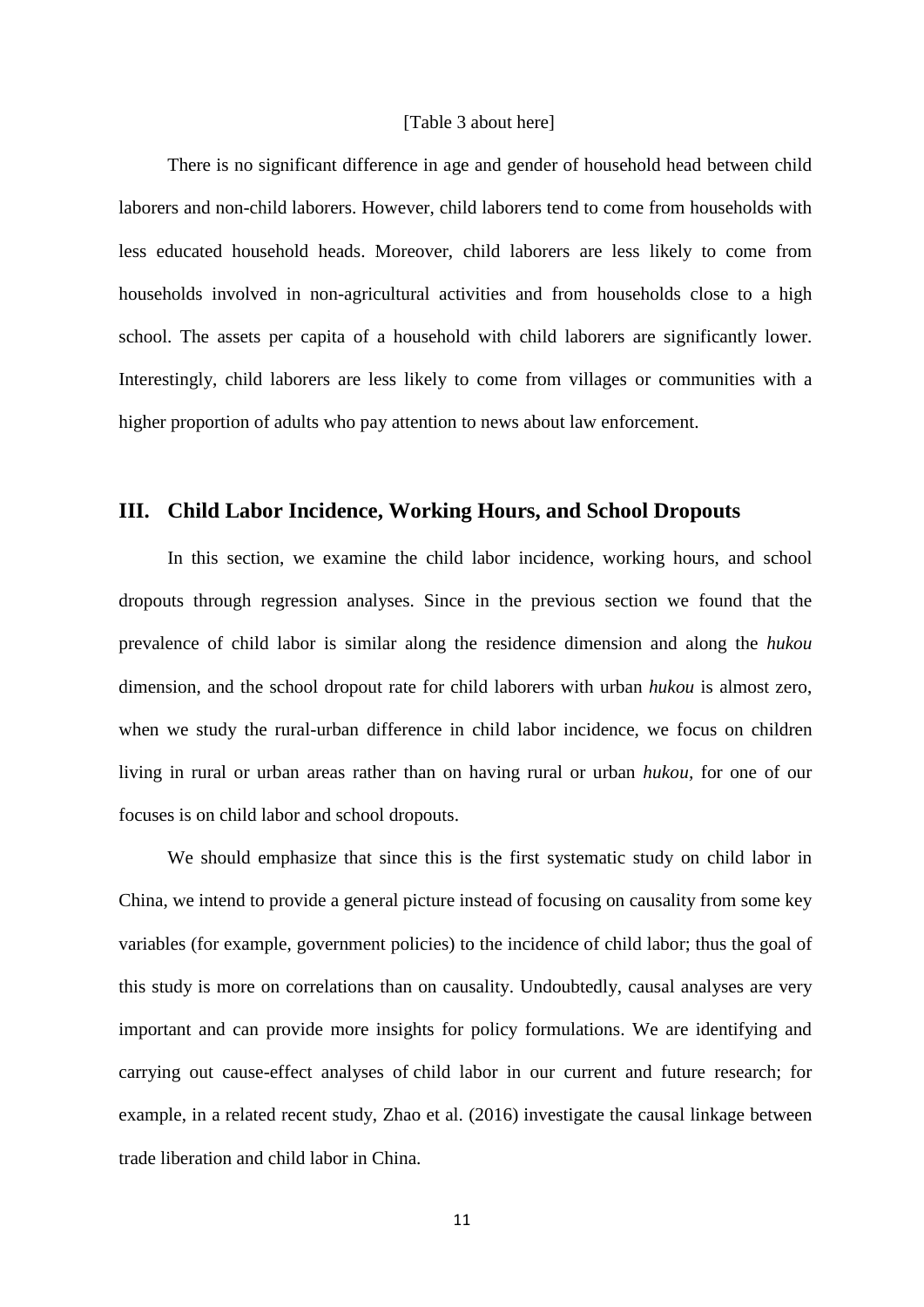[Table 3 about here]

There is no significant difference in age and gender of household head between child laborers and non-child laborers. However, child laborers tend to come from households with less educated household heads. Moreover, child laborers are less likely to come from households involved in non-agricultural activities and from households close to a high school. The assets per capita of a household with child laborers are significantly lower. Interestingly, child laborers are less likely to come from villages or communities with a higher proportion of adults who pay attention to news about law enforcement.

## III. Child Labor Incidence, Working Hours, and School Dropouts

In this section, we examine the child labor incidence, working hours, and school dropouts through regression analyses. Since in the previous section we found that the prevalence of child labor is similar along the residence dimension and along the *hukou* dimension, and the school dropout rate for child laborers with urban *hukou* is almost zero, when we study the rural-urban difference in child labor incidence, we focus on children living in rural or urban areas rather than on having rural or urban *hukou,* for one of our focuses is on child labor and school dropouts.

We should emphasize that since this is the first systematic study on child labor in China, we intend to provide a general picture instead of focusing on causality from some key variables (for example, government policies) to the incidence of child labor; thus the goal of this study is more on correlations than on causality. Undoubtedly, causal analyses are very important and can provide more insights for policy formulations. We are identifying and carrying out cause-effect analyses of child labor in our current and future research; for example, in a related recent study, Zhao et al. (2016) investigate the causal linkage between trade liberation and child labor in China.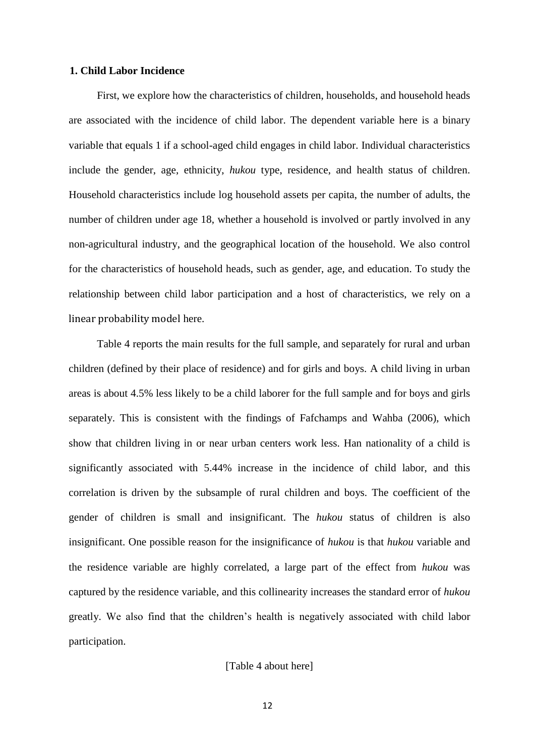### 1. Child Labor Incidence

First, we explore how the characteristics of children, households, and household heads are associated with the incidence of child labor. The dependent variable here is a binary variable that equals 1 if a school-aged child engages in child labor. Individual characteristics include the gender, age, ethnicity, *hukou* type, residence, and health status of children. Household characteristics include log household assets per capita, the number of adults, the number of children under age 18, whether a household is involved or partly involved in any non-agricultural industry, and the geographical location of the household. We also control for the characteristics of household heads, such as gender, age, and education. To study the relationship between child labor participation and a host of characteristics, we rely on a linear probability model here.

Table 4 reports the main results for the full sample, and separately for rural and urban children (defined by their place of residence) and for girls and boys. A child living in urban areas is about 4.5% less likely to be a child laborer for the full sample and for boys and girls separately. This is consistent with the findings of Fafchamps and Wahba (2006), which show that children living in or near urban centers work less. Han nationality of a child is significantly associated with 5.44% increase in the incidence of child labor, and this correlation is driven by the subsample of rural children and boys. The coefficient of the gender of children is small and insignificant. The *hukou* status of children is also insignificant. One possible reason for the insignificance of *hukou* is that *hukou* variable and the residence variable are highly correlated, a large part of the effect from *hukou* was captured by the residence variable, and this collinearity increases the standard error of *hukou* greatly. We also find that the children's health is negatively associated with child labor participation.

[Table 4 about here]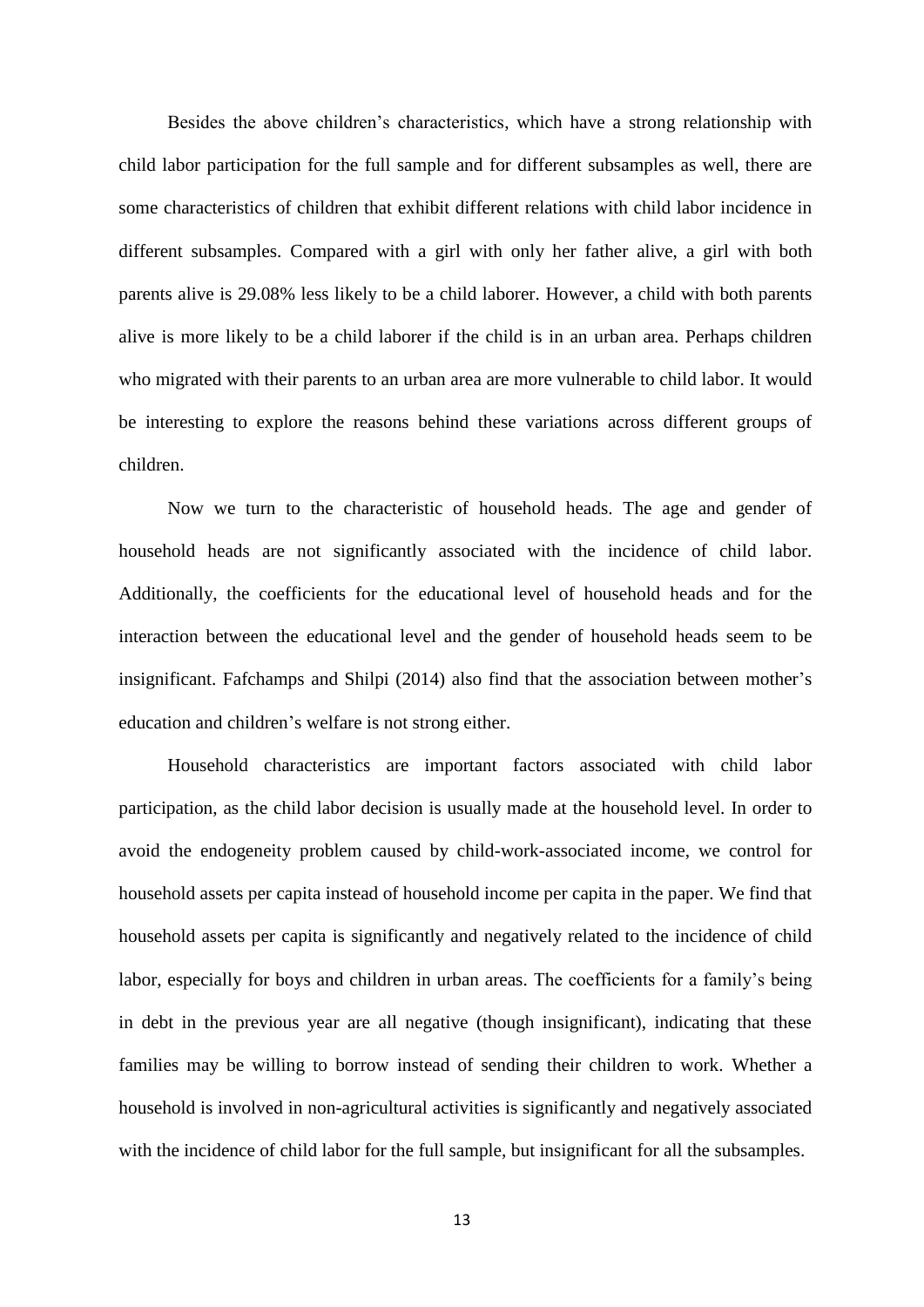Besides the above children's characteristics, which have a strong relationship with child labor participation for the full sample and for different subsamples as well, there are some characteristics of children that exhibit different relations with child labor incidence in different subsamples. Compared with a girl with only her father alive, a girl with both parents alive is 29.08% less likely to be a child laborer. However, a child with both parents alive is more likely to be a child laborer if the child is in an urban area. Perhaps children who migrated with their parents to an urban area are more vulnerable to child labor. It would be interesting to explore the reasons behind these variations across different groups of children.

Now we turn to the characteristic of household heads. The age and gender of household heads are not significantly associated with the incidence of child labor. Additionally, the coefficients for the educational level of household heads and for the interaction between the educational level and the gender of household heads seem to be insignificant. Fafchamps and Shilpi (2014) also find that the association between mother's education and children's welfare is not strong either.

Household characteristics are important factors associated with child labor participation, as the child labor decision is usually made at the household level. In order to avoid the endogeneity problem caused by child-work-associated income, we control for household assets per capita instead of household income per capita in the paper. We find that household assets per capita is significantly and negatively related to the incidence of child labor, especially for boys and children in urban areas. The coefficients for a family's being in debt in the previous year are all negative (though insignificant), indicating that these families may be willing to borrow instead of sending their children to work. Whether a household is involved in non-agricultural activities is significantly and negatively associated with the incidence of child labor for the full sample, but insignificant for all the subsamples.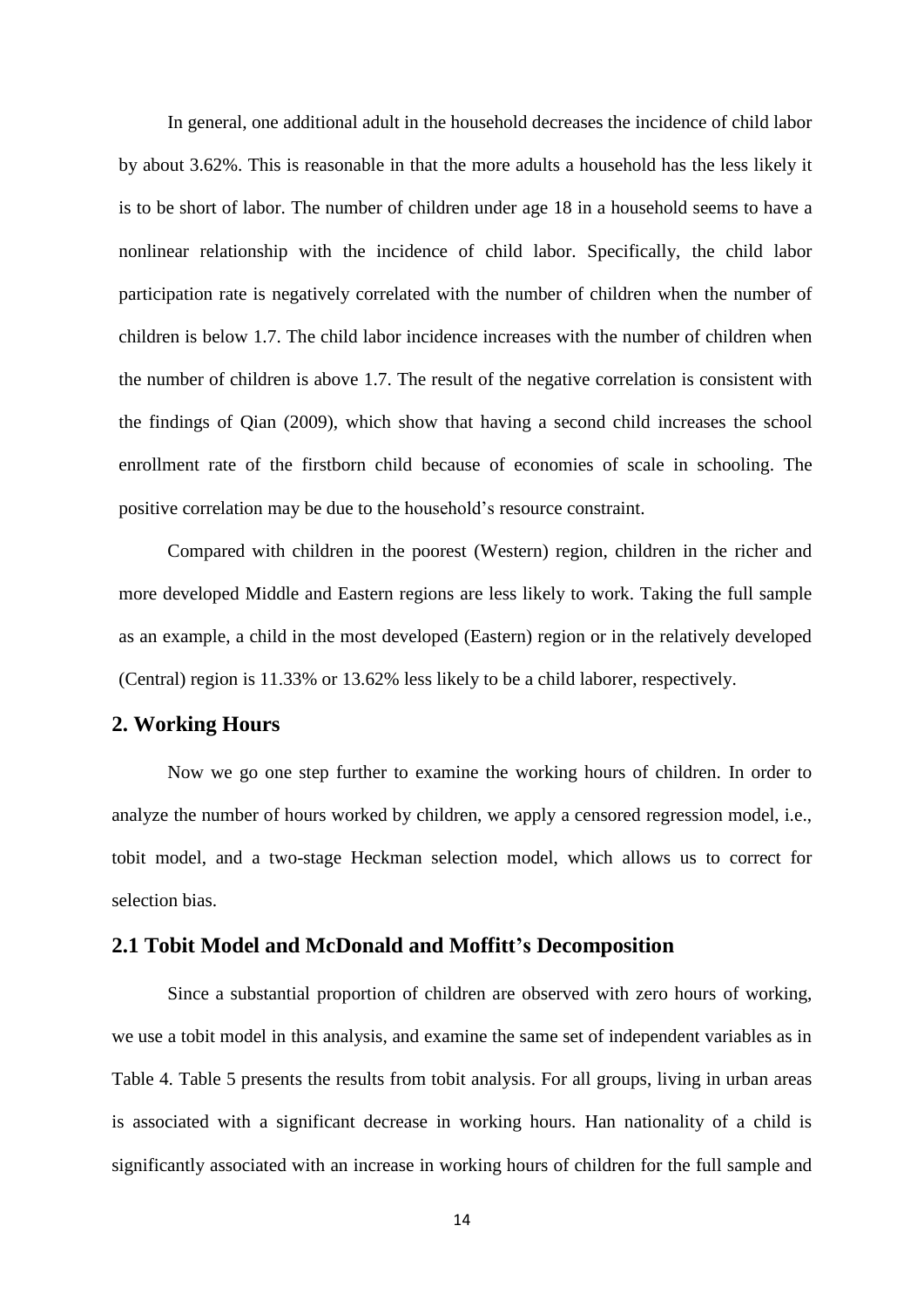In general, one additional adult in the household decreases the incidence of child labor by about 3.62%. This is reasonable in that the more adults a household has the less likely it is to be short of labor. The number of children under age 18 in a household seems to have a nonlinear relationship with the incidence of child labor. Specifically, the child labor participation rate is negatively correlated with the number of children when the number of children is below 1.7. The child labor incidence increases with the number of children when the number of children is above 1.7. The result of the negative correlation is consistent with the findings of Qian (2009), which show that having a second child increases the school enrollment rate of the firstborn child because of economies of scale in schooling. The positive correlation may be due to the household's resource constraint.

Compared with children in the poorest (Western) region, children in the richer and more developed Middle and Eastern regions are less likely to work. Taking the full sample as an example, a child in the most developed (Eastern) region or in the relatively developed (Central) region is 11.33% or 13.62% less likely to be a child laborer, respectively.

## 2. Working Hours

Now we go one step further to examine the working hours of children. In order to analyze the number of hours worked by children, we apply a censored regression model, i.e., tobit model, and a two-stage Heckman selection model, which allows us to correct for selection bias.

## 2.1 Tobit Model and McDonald and Moffitt's Decomposition

Since a substantial proportion of children are observed with zero hours of working, we use a tobit model in this analysis, and examine the same set of independent variables as in Table 4. Table 5 presents the results from tobit analysis. For all groups, living in urban areas is associated with a significant decrease in working hours. Han nationality of a child is significantly associated with an increase in working hours of children for the full sample and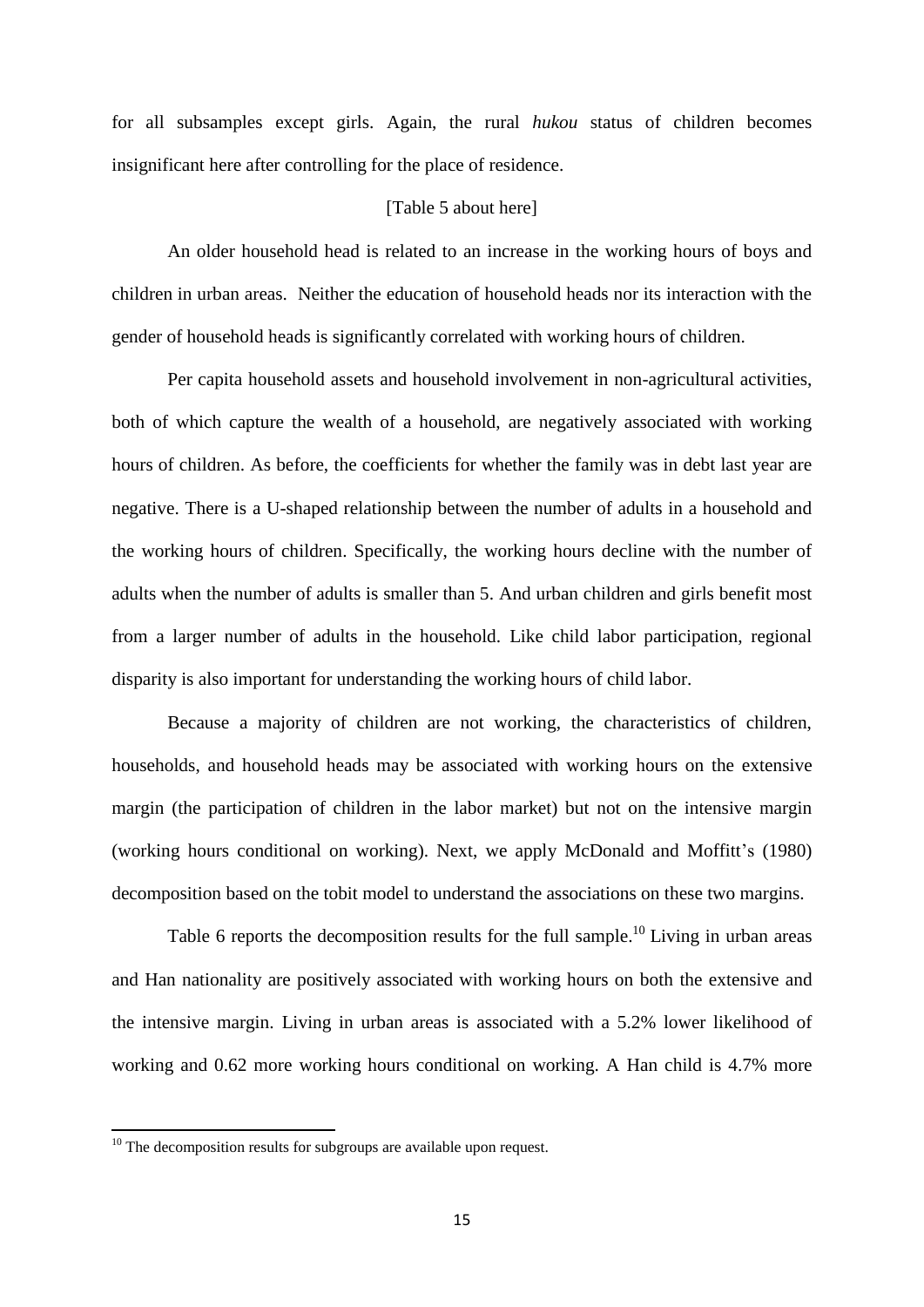for all subsamples except girls. Again, the rural *hukou* status of children becomes insignificant here after controlling for the place of residence.

[Table 5 about here]

An older household head is related to an increase in the working hours of boys and children in urban areas. Neither the education of household heads nor its interaction with the gender of household heads is significantly correlated with working hours of children.

Per capita household assets and household involvement in non-agricultural activities, both of which capture the wealth of a household, are negatively associated with working hours of children. As before, the coefficients for whether the family was in debt last year are negative. There is a U-shaped relationship between the number of adults in a household and the working hours of children. Specifically, the working hours decline with the number of adults when the number of adults is smaller than 5. And urban children and girls benefit most from a larger number of adults in the household. Like child labor participation, regional disparity is also important for understanding the working hours of child labor.

Because a majority of children are not working, the characteristics of children, households, and household heads may be associated with working hours on the extensive margin (the participation of children in the labor market) but not on the intensive margin (working hours conditional on working). Next, we apply McDonald and Moffitt's (1980) decomposition based on the tobit model to understand the associations on these two margins.

Table 6 reports the decomposition results for the full sample.[10] Living in urban areas and Han nationality are positively associated with working hours on both the extensive and the intensive margin. Living in urban areas is associated with a 5.2% lower likelihood of working and 0.62 more working hours conditional on working. A Han child is 4.7% more

[10] The decomposition results for subgroups are available upon request.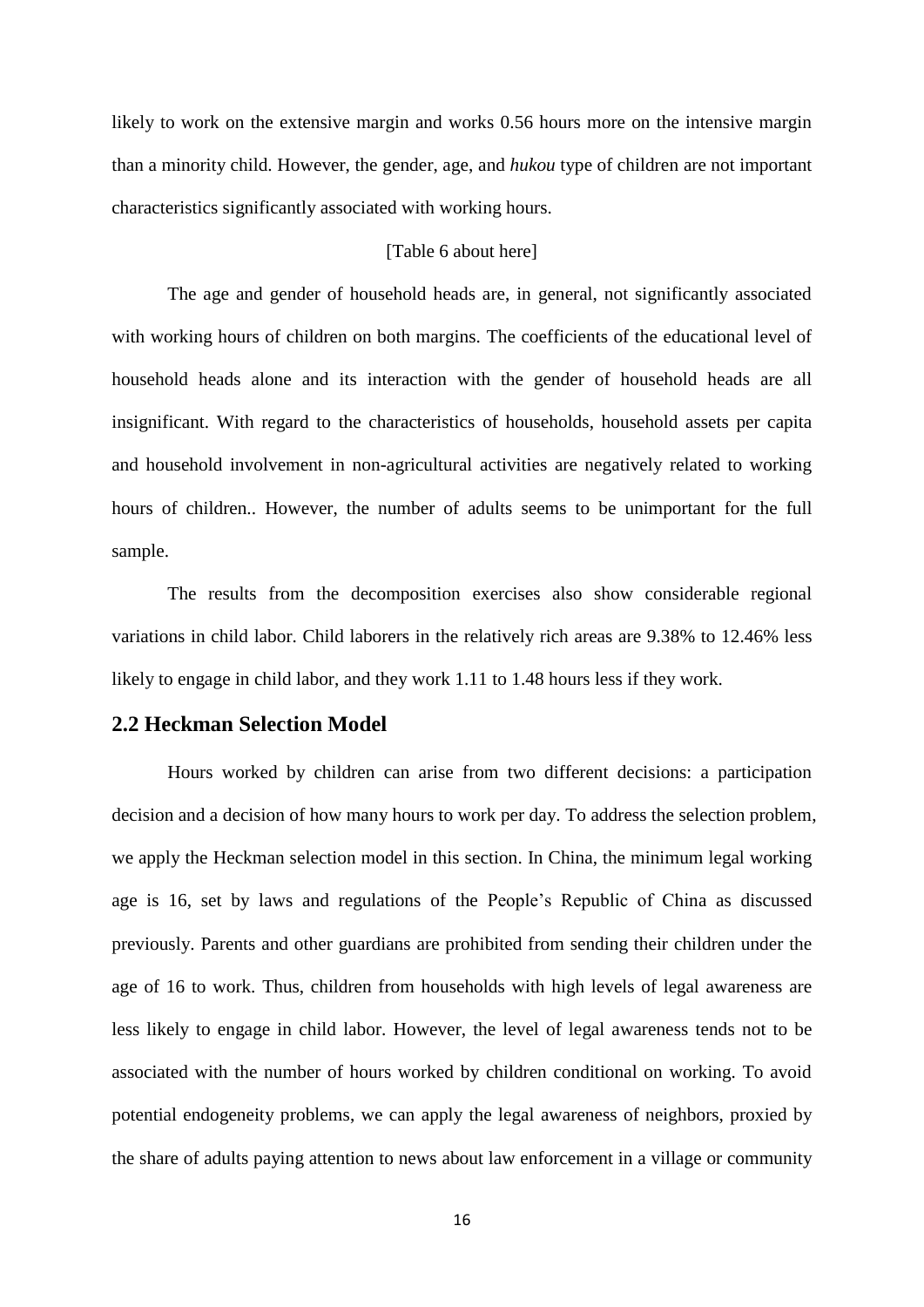likely to work on the extensive margin and works 0.56 hours more on the intensive margin than a minority child. However, the gender, age, and *hukou* type of children are not important characteristics significantly associated with working hours.

[Table 6 about here]

The age and gender of household heads are, in general, not significantly associated with working hours of children on both margins. The coefficients of the educational level of household heads alone and its interaction with the gender of household heads are all insignificant. With regard to the characteristics of households, household assets per capita and household involvement in non-agricultural activities are negatively related to working hours of children.. However, the number of adults seems to be unimportant for the full sample.

The results from the decomposition exercises also show considerable regional variations in child labor. Child laborers in the relatively rich areas are 9.38% to 12.46% less likely to engage in child labor, and they work 1.11 to 1.48 hours less if they work.

## 2.2 Heckman Selection Model

Hours worked by children can arise from two different decisions: a participation decision and a decision of how many hours to work per day. To address the selection problem, we apply the Heckman selection model in this section. In China, the minimum legal working age is 16, set by laws and regulations of the People's Republic of China as discussed previously. Parents and other guardians are prohibited from sending their children under the age of 16 to work. Thus, children from households with high levels of legal awareness are less likely to engage in child labor. However, the level of legal awareness tends not to be associated with the number of hours worked by children conditional on working. To avoid potential endogeneity problems, we can apply the legal awareness of neighbors, proxied by the share of adults paying attention to news about law enforcement in a village or community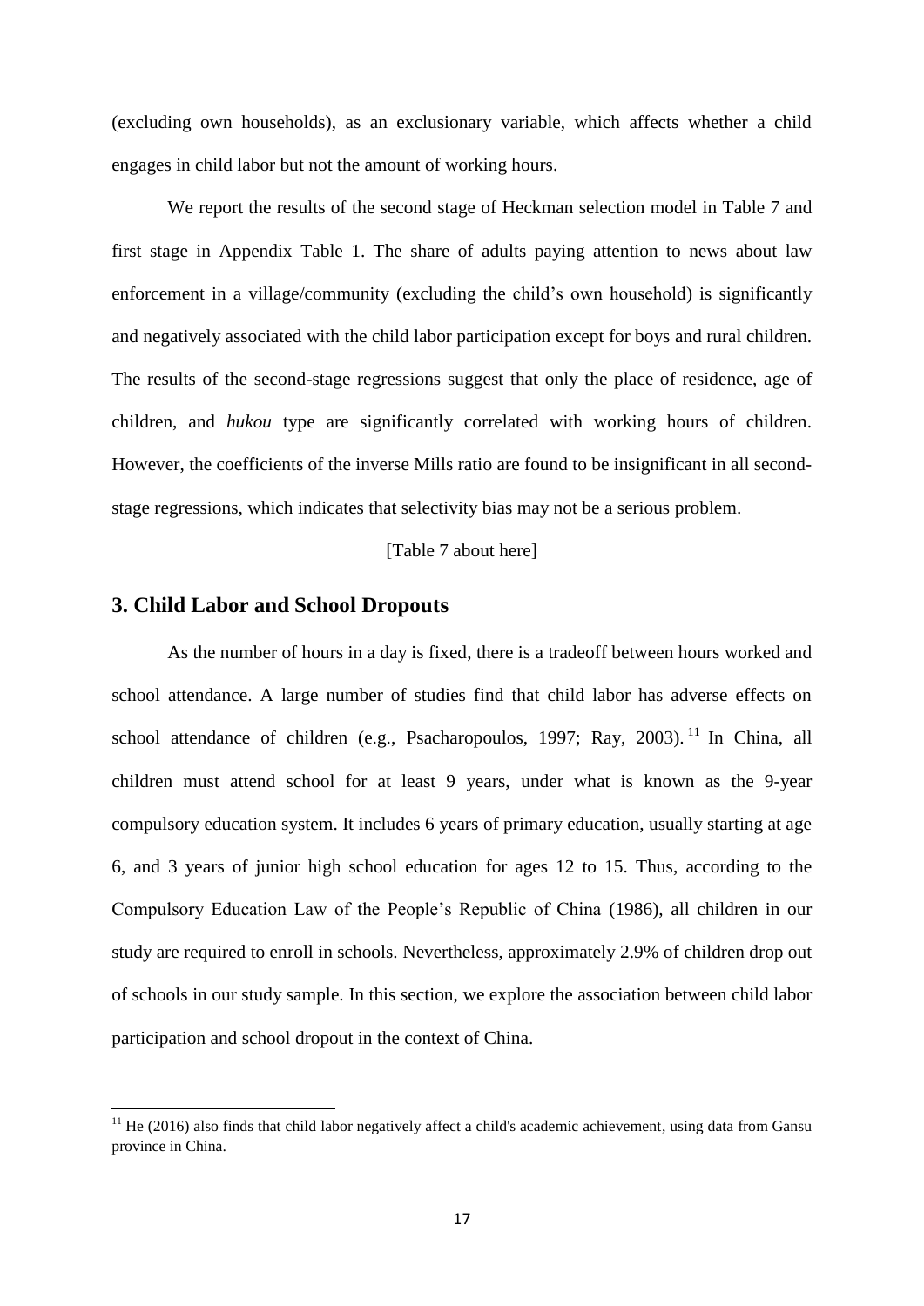(excluding own households), as an exclusionary variable, which affects whether a child engages in child labor but not the amount of working hours.

We report the results of the second stage of Heckman selection model in Table 7 and first stage in Appendix Table 1. The share of adults paying attention to news about law enforcement in a village/community (excluding the child's own household) is significantly and negatively associated with the child labor participation except for boys and rural children. The results of the second-stage regressions suggest that only the place of residence, age of children, and *hukou* type are significantly correlated with working hours of children. However, the coefficients of the inverse Mills ratio are found to be insignificant in all second-stage regressions, which indicates that selectivity bias may not be a serious problem.

[Table 7 about here]

## 3. Child Labor and School Dropouts

As the number of hours in a day is fixed, there is a tradeoff between hours worked and school attendance. A large number of studies find that child labor has adverse effects on school attendance of children (e.g., Psacharopoulos, 1997; Ray, 2003).[11] In China, all children must attend school for at least 9 years, under what is known as the 9-year compulsory education system. It includes 6 years of primary education, usually starting at age 6, and 3 years of junior high school education for ages 12 to 15. Thus, according to the Compulsory Education Law of the People's Republic of China (1986), all children in our study are required to enroll in schools. Nevertheless, approximately 2.9% of children drop out of schools in our study sample. In this section, we explore the association between child labor participation and school dropout in the context of China.

[11] He (2016) also finds that child labor negatively affect a child's academic achievement, using data from Gansu province in China.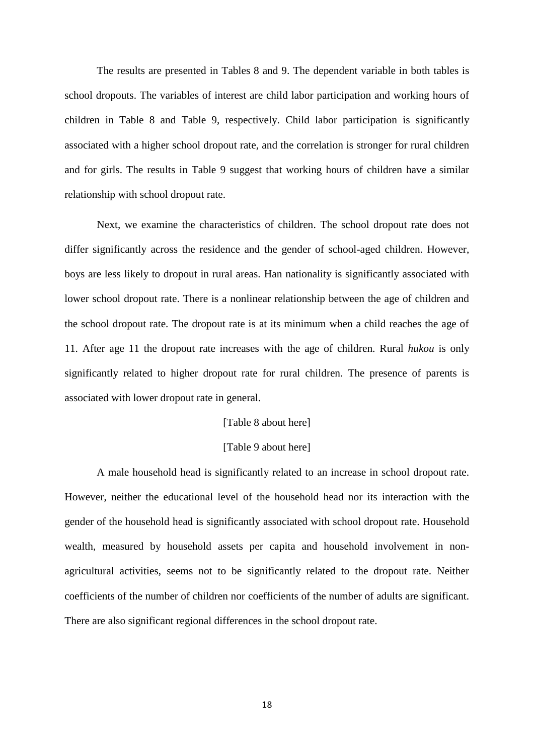The results are presented in Tables 8 and 9. The dependent variable in both tables is school dropouts. The variables of interest are child labor participation and working hours of children in Table 8 and Table 9, respectively. Child labor participation is significantly associated with a higher school dropout rate, and the correlation is stronger for rural children and for girls. The results in Table 9 suggest that working hours of children have a similar relationship with school dropout rate.

Next, we examine the characteristics of children. The school dropout rate does not differ significantly across the residence and the gender of school-aged children. However, boys are less likely to dropout in rural areas. Han nationality is significantly associated with lower school dropout rate. There is a nonlinear relationship between the age of children and the school dropout rate. The dropout rate is at its minimum when a child reaches the age of 11. After age 11 the dropout rate increases with the age of children. Rural *hukou* is only significantly related to higher dropout rate for rural children. The presence of parents is associated with lower dropout rate in general.

[Table 8 about here]

[Table 9 about here]

A male household head is significantly related to an increase in school dropout rate. However, neither the educational level of the household head nor its interaction with the gender of the household head is significantly associated with school dropout rate. Household wealth, measured by household assets per capita and household involvement in non-agricultural activities, seems not to be significantly related to the dropout rate. Neither coefficients of the number of children nor coefficients of the number of adults are significant. There are also significant regional differences in the school dropout rate.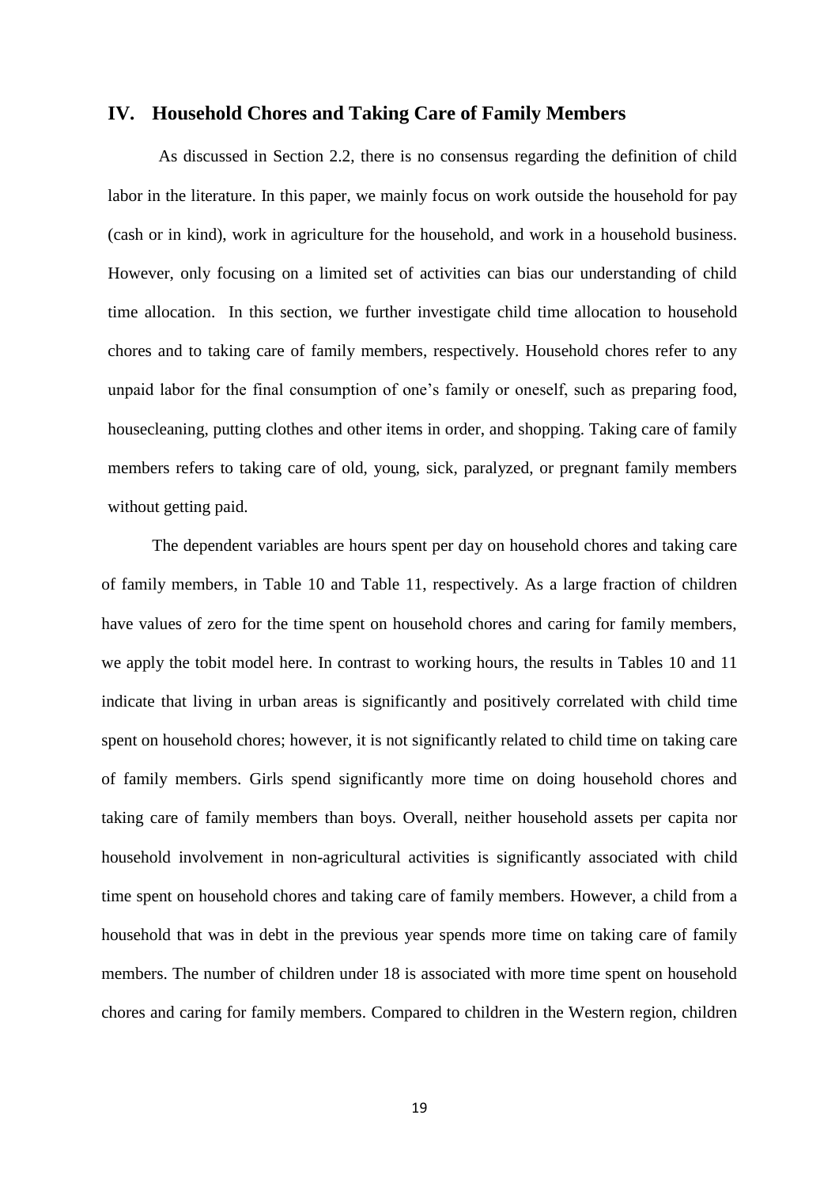## IV. Household Chores and Taking Care of Family Members

As discussed in Section 2.2, there is no consensus regarding the definition of child labor in the literature. In this paper, we mainly focus on work outside the household for pay (cash or in kind), work in agriculture for the household, and work in a household business. However, only focusing on a limited set of activities can bias our understanding of child time allocation. In this section, we further investigate child time allocation to household chores and to taking care of family members, respectively. Household chores refer to any unpaid labor for the final consumption of one's family or oneself, such as preparing food, housecleaning, putting clothes and other items in order, and shopping. Taking care of family members refers to taking care of old, young, sick, paralyzed, or pregnant family members without getting paid.

The dependent variables are hours spent per day on household chores and taking care of family members, in Table 10 and Table 11, respectively. As a large fraction of children have values of zero for the time spent on household chores and caring for family members, we apply the tobit model here. In contrast to working hours, the results in Tables 10 and 11 indicate that living in urban areas is significantly and positively correlated with child time spent on household chores; however, it is not significantly related to child time on taking care of family members. Girls spend significantly more time on doing household chores and taking care of family members than boys. Overall, neither household assets per capita nor household involvement in non-agricultural activities is significantly associated with child time spent on household chores and taking care of family members. However, a child from a household that was in debt in the previous year spends more time on taking care of family members. The number of children under 18 is associated with more time spent on household chores and caring for family members. Compared to children in the Western region, children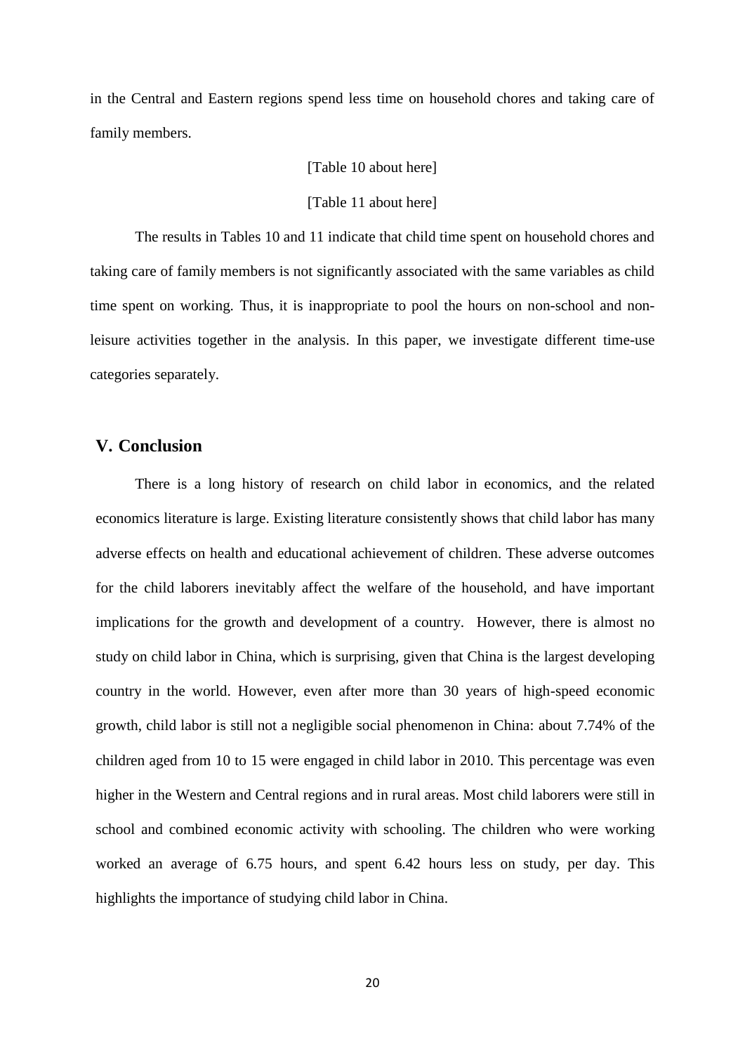in the Central and Eastern regions spend less time on household chores and taking care of family members.

[Table 10 about here]

[Table 11 about here]

The results in Tables 10 and 11 indicate that child time spent on household chores and taking care of family members is not significantly associated with the same variables as child time spent on working. Thus, it is inappropriate to pool the hours on non-school and non-leisure activities together in the analysis. In this paper, we investigate different time-use categories separately.

## V. Conclusion

There is a long history of research on child labor in economics, and the related economics literature is large. Existing literature consistently shows that child labor has many adverse effects on health and educational achievement of children. These adverse outcomes for the child laborers inevitably affect the welfare of the household, and have important implications for the growth and development of a country. However, there is almost no study on child labor in China, which is surprising, given that China is the largest developing country in the world. However, even after more than 30 years of high-speed economic growth, child labor is still not a negligible social phenomenon in China: about 7.74% of the children aged from 10 to 15 were engaged in child labor in 2010. This percentage was even higher in the Western and Central regions and in rural areas. Most child laborers were still in school and combined economic activity with schooling. The children who were working worked an average of 6.75 hours, and spent 6.42 hours less on study, per day. This highlights the importance of studying child labor in China.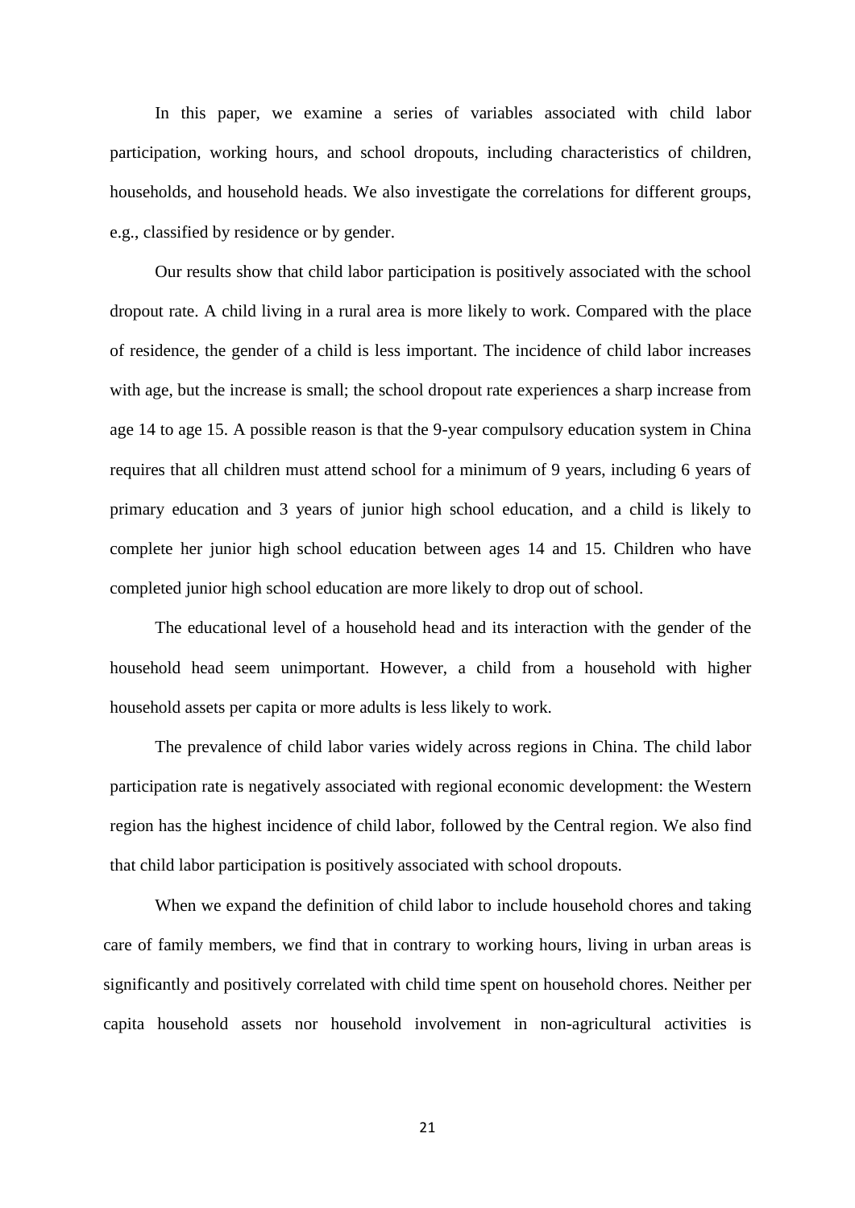In this paper, we examine a series of variables associated with child labor participation, working hours, and school dropouts, including characteristics of children, households, and household heads. We also investigate the correlations for different groups, e.g., classified by residence or by gender.

Our results show that child labor participation is positively associated with the school dropout rate. A child living in a rural area is more likely to work. Compared with the place of residence, the gender of a child is less important. The incidence of child labor increases with age, but the increase is small; the school dropout rate experiences a sharp increase from age 14 to age 15. A possible reason is that the 9-year compulsory education system in China requires that all children must attend school for a minimum of 9 years, including 6 years of primary education and 3 years of junior high school education, and a child is likely to complete her junior high school education between ages 14 and 15. Children who have completed junior high school education are more likely to drop out of school.

The educational level of a household head and its interaction with the gender of the household head seem unimportant. However, a child from a household with higher household assets per capita or more adults is less likely to work.

The prevalence of child labor varies widely across regions in China. The child labor participation rate is negatively associated with regional economic development: the Western region has the highest incidence of child labor, followed by the Central region. We also find that child labor participation is positively associated with school dropouts.

When we expand the definition of child labor to include household chores and taking care of family members, we find that in contrary to working hours, living in urban areas is significantly and positively correlated with child time spent on household chores. Neither per capita household assets nor household involvement in non-agricultural activities is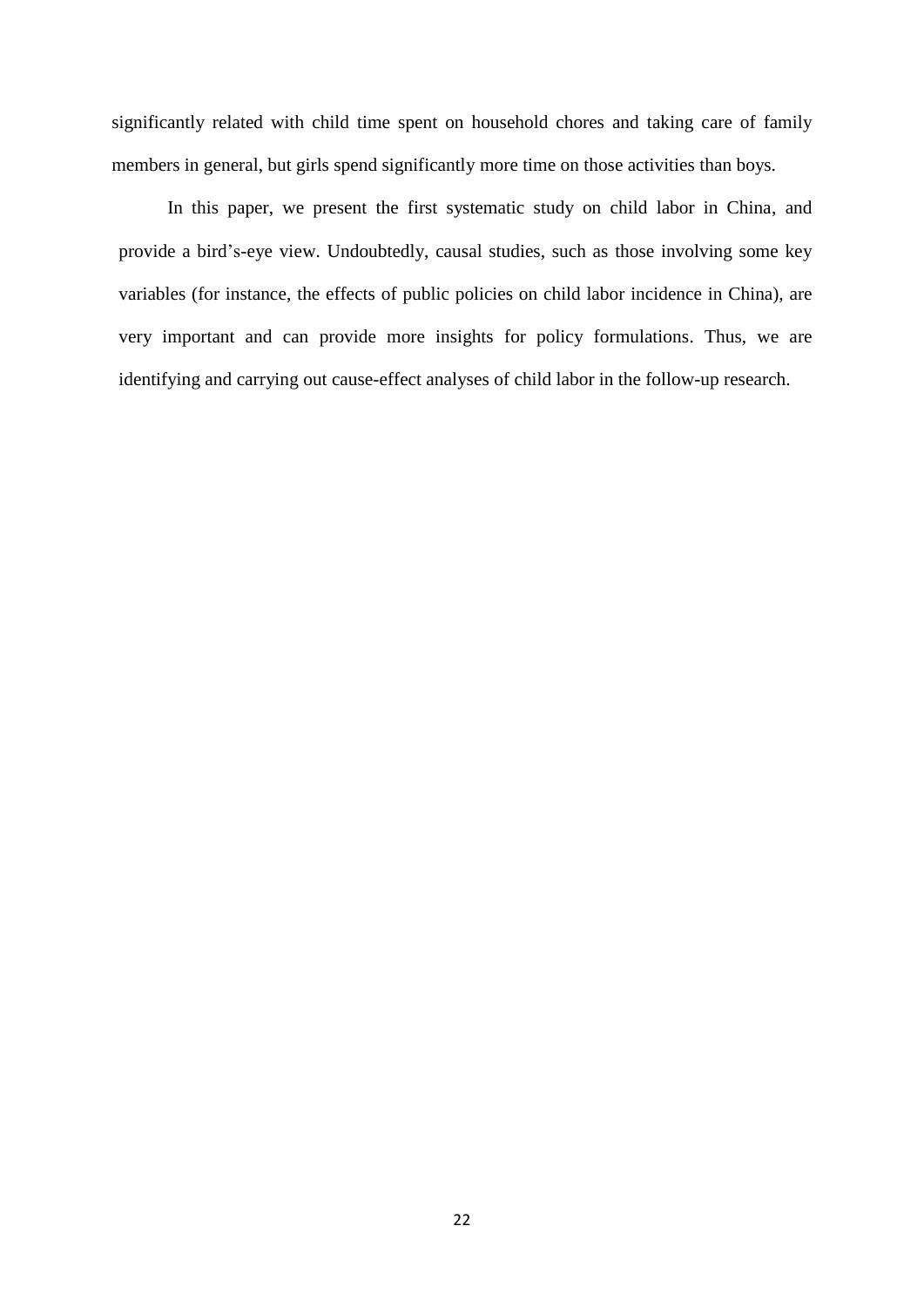significantly related with child time spent on household chores and taking care of family members in general, but girls spend significantly more time on those activities than boys.

In this paper, we present the first systematic study on child labor in China, and provide a bird's-eye view. Undoubtedly, causal studies, such as those involving some key variables (for instance, the effects of public policies on child labor incidence in China), are very important and can provide more insights for policy formulations. Thus, we are identifying and carrying out cause-effect analyses of child labor in the follow-up research.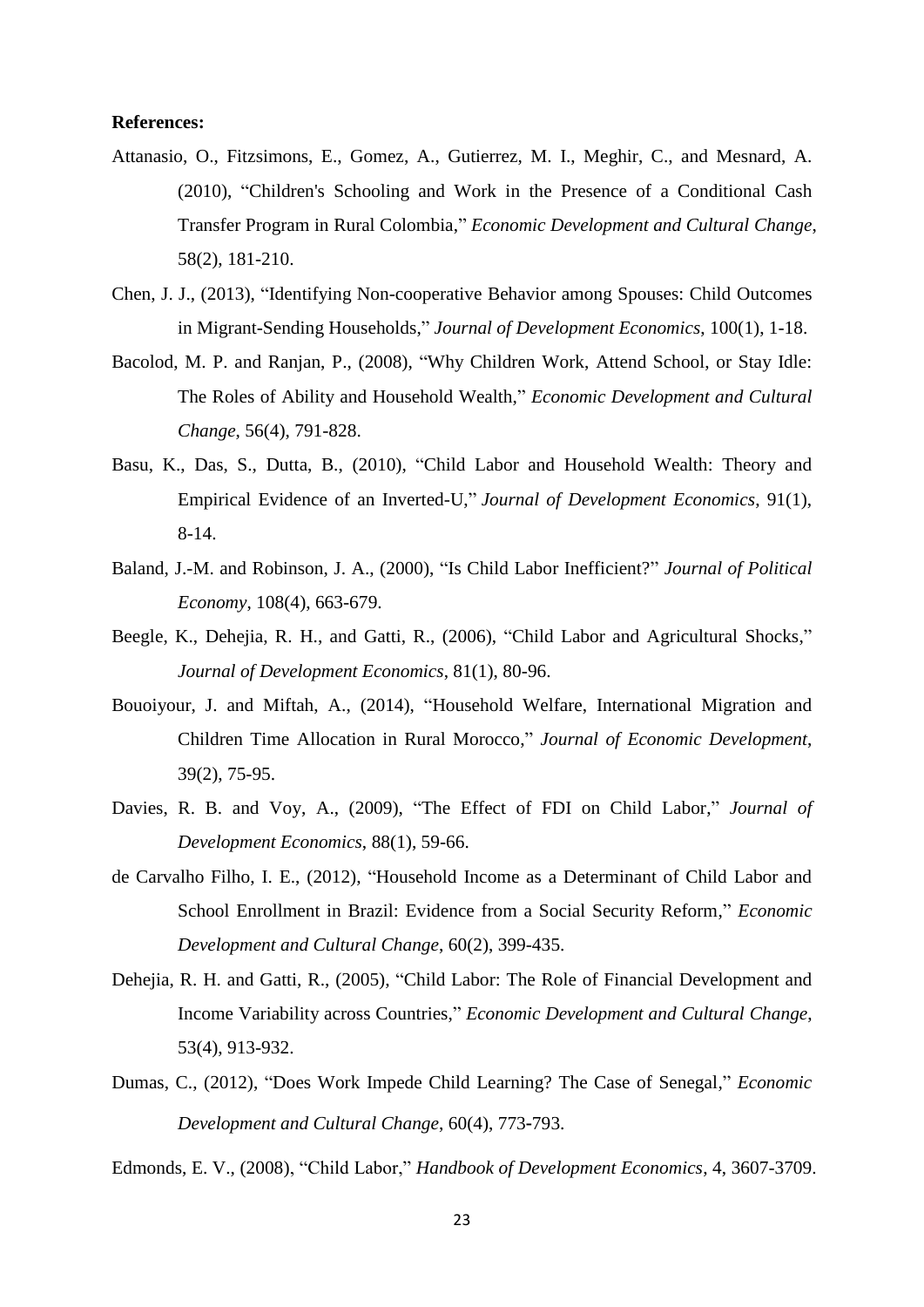**References:**

Attanasio, O., Fitzsimons, E., Gomez, A., Gutierrez, M. I., Meghir, C., and Mesnard, A. (2010), "Children's Schooling and Work in the Presence of a Conditional Cash Transfer Program in Rural Colombia," *Economic Development and Cultural Change*, 58(2), 181-210.

Chen, J. J., (2013), "Identifying Non-cooperative Behavior among Spouses: Child Outcomes in Migrant-Sending Households," *Journal of Development Economics*, 100(1), 1-18.

Bacolod, M. P. and Ranjan, P., (2008), "Why Children Work, Attend School, or Stay Idle: The Roles of Ability and Household Wealth," *Economic Development and Cultural Change*, 56(4), 791-828.

Basu, K., Das, S., Dutta, B., (2010), "Child Labor and Household Wealth: Theory and Empirical Evidence of an Inverted-U," *Journal of Development Economics*, 91(1), 8-14.

Baland, J.-M. and Robinson, J. A., (2000), "Is Child Labor Inefficient?" *Journal of Political Economy*, 108(4), 663-679.

Beegle, K., Dehejia, R. H., and Gatti, R., (2006), "Child Labor and Agricultural Shocks," *Journal of Development Economics*, 81(1), 80-96.

Bouoiyour, J. and Miftah, A., (2014), "Household Welfare, International Migration and Children Time Allocation in Rural Morocco," *Journal of Economic Development*, 39(2), 75-95.

Davies, R. B. and Voy, A., (2009), "The Effect of FDI on Child Labor," *Journal of Development Economics*, 88(1), 59-66.

de Carvalho Filho, I. E., (2012), "Household Income as a Determinant of Child Labor and School Enrollment in Brazil: Evidence from a Social Security Reform," *Economic Development and Cultural Change*, 60(2), 399-435.

Dehejia, R. H. and Gatti, R., (2005), "Child Labor: The Role of Financial Development and Income Variability across Countries," *Economic Development and Cultural Change*, 53(4), 913-932.

Dumas, C., (2012), "Does Work Impede Child Learning? The Case of Senegal," *Economic Development and Cultural Change*, 60(4), 773-793.

Edmonds, E. V., (2008), "Child Labor," *Handbook of Development Economics*, 4, 3607-3709.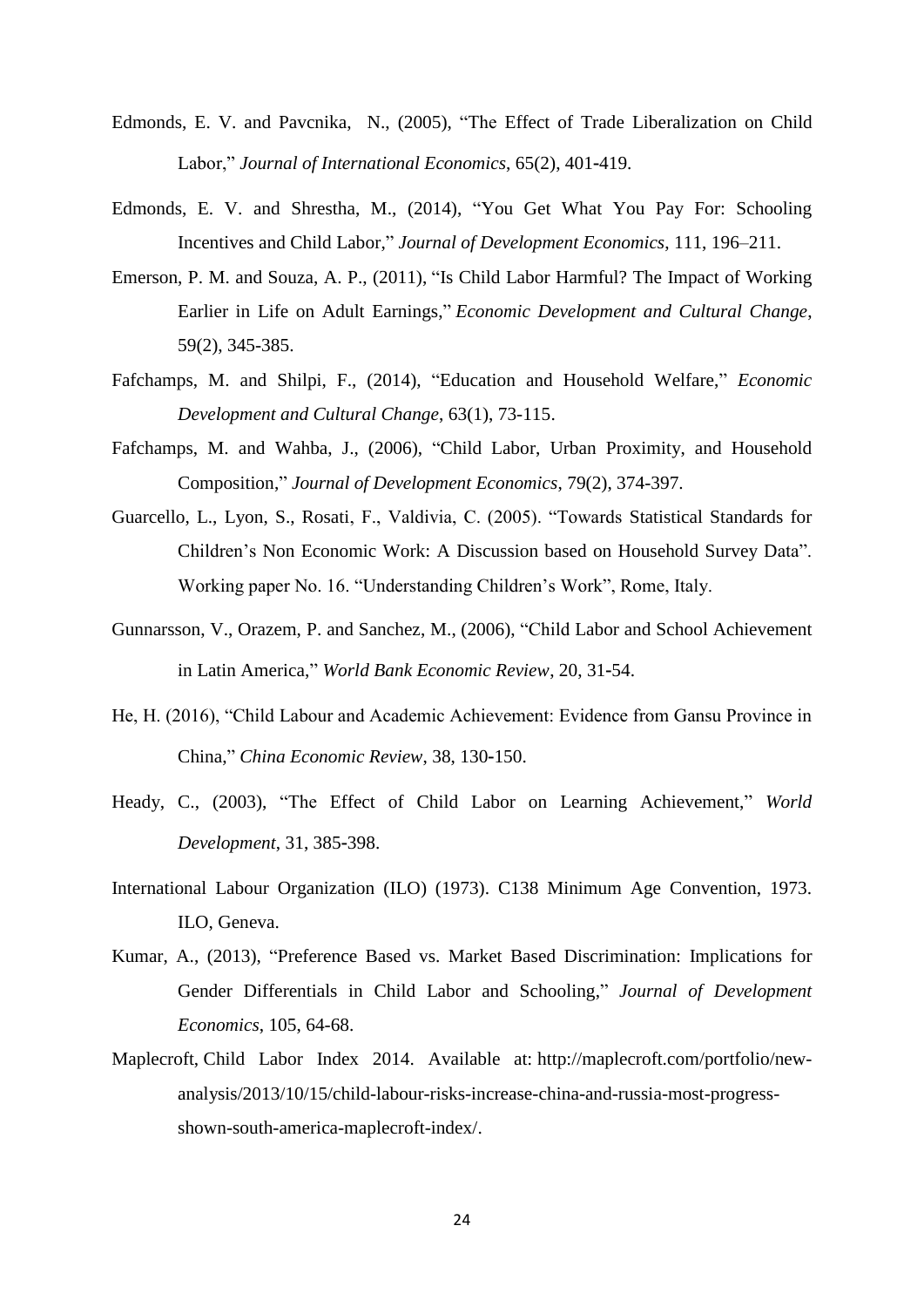Edmonds, E. V. and Pavcnika, N., (2005), "The Effect of Trade Liberalization on Child Labor," *Journal of International Economics*, 65(2), 401-419.

Edmonds, E. V. and Shrestha, M., (2014), "You Get What You Pay For: Schooling Incentives and Child Labor," *Journal of Development Economics*, 111, 196–211.

Emerson, P. M. and Souza, A. P., (2011), "Is Child Labor Harmful? The Impact of Working Earlier in Life on Adult Earnings," *Economic Development and Cultural Change*, 59(2), 345-385.

Fafchamps, M. and Shilpi, F., (2014), "Education and Household Welfare," *Economic Development and Cultural Change*, 63(1), 73-115.

Fafchamps, M. and Wahba, J., (2006), "Child Labor, Urban Proximity, and Household Composition," *Journal of Development Economics*, 79(2), 374-397.

Guarcello, L., Lyon, S., Rosati, F., Valdivia, C. (2005). "Towards Statistical Standards for Children's Non Economic Work: A Discussion based on Household Survey Data". Working paper No. 16. "Understanding Children's Work", Rome, Italy.

Gunnarsson, V., Orazem, P. and Sanchez, M., (2006), "Child Labor and School Achievement in Latin America," *World Bank Economic Review*, 20, 31-54.

He, H. (2016), "Child Labour and Academic Achievement: Evidence from Gansu Province in China," *China Economic Review*, 38, 130-150.

Heady, C., (2003), "The Effect of Child Labor on Learning Achievement," *World Development*, 31, 385-398.

International Labour Organization (ILO) (1973). C138 Minimum Age Convention, 1973. ILO, Geneva.

Kumar, A., (2013), "Preference Based vs. Market Based Discrimination: Implications for Gender Differentials in Child Labor and Schooling," *Journal of Development Economics*, 105, 64-68.

Maplecroft, Child Labor Index 2014. Available at: http://maplecroft.com/portfolio/new-analysis/2013/10/15/child-labour-risks-increase-china-and-russia-most-progress-shown-south-america-maplecroft-index/.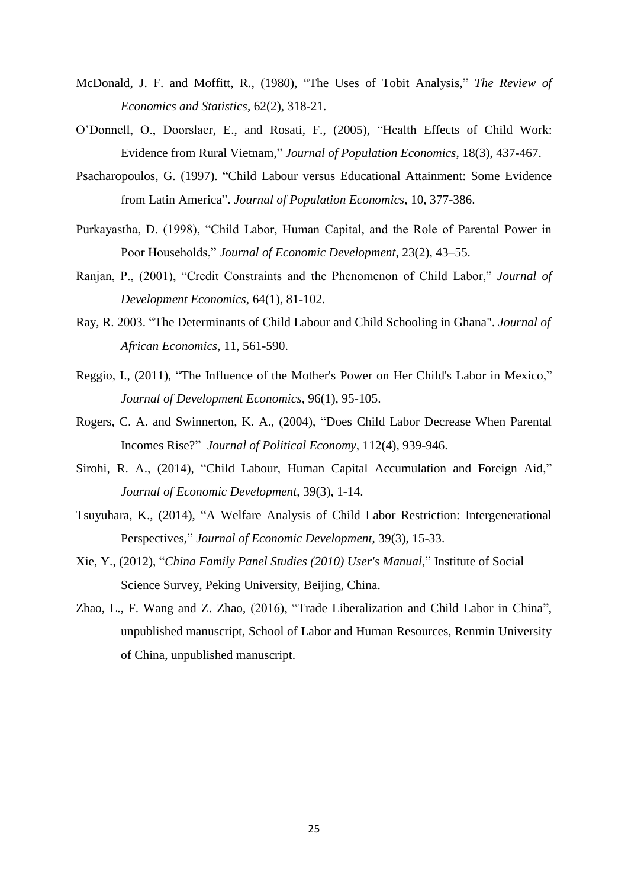McDonald, J. F. and Moffitt, R., (1980), "The Uses of Tobit Analysis," *The Review of Economics and Statistics*, 62(2), 318-21.

O'Donnell, O., Doorslaer, E., and Rosati, F., (2005), "Health Effects of Child Work: Evidence from Rural Vietnam," *Journal of Population Economics*, 18(3), 437-467.

Psacharopoulos, G. (1997). "Child Labour versus Educational Attainment: Some Evidence from Latin America". *Journal of Population Economics*, 10, 377-386.

Purkayastha, D. (1998), "Child Labor, Human Capital, and the Role of Parental Power in Poor Households," *Journal of Economic Development*, 23(2), 43–55.

Ranjan, P., (2001), "Credit Constraints and the Phenomenon of Child Labor," *Journal of Development Economics*, 64(1), 81-102.

Ray, R. 2003. "The Determinants of Child Labour and Child Schooling in Ghana". *Journal of African Economics*, 11, 561-590.

Reggio, I., (2011), "The Influence of the Mother's Power on Her Child's Labor in Mexico," *Journal of Development Economics*, 96(1), 95-105.

Rogers, C. A. and Swinnerton, K. A., (2004), "Does Child Labor Decrease When Parental Incomes Rise?" *Journal of Political Economy*, 112(4), 939-946.

Sirohi, R. A., (2014), "Child Labour, Human Capital Accumulation and Foreign Aid," *Journal of Economic Development*, 39(3), 1-14.

Tsuyuhara, K., (2014), "A Welfare Analysis of Child Labor Restriction: Intergenerational Perspectives," *Journal of Economic Development*, 39(3), 15-33.

Xie, Y., (2012), "*China Family Panel Studies (2010) User's Manual*," Institute of Social Science Survey, Peking University, Beijing, China.

Zhao, L., F. Wang and Z. Zhao, (2016), "Trade Liberalization and Child Labor in China", unpublished manuscript, School of Labor and Human Resources, Renmin University of China, unpublished manuscript.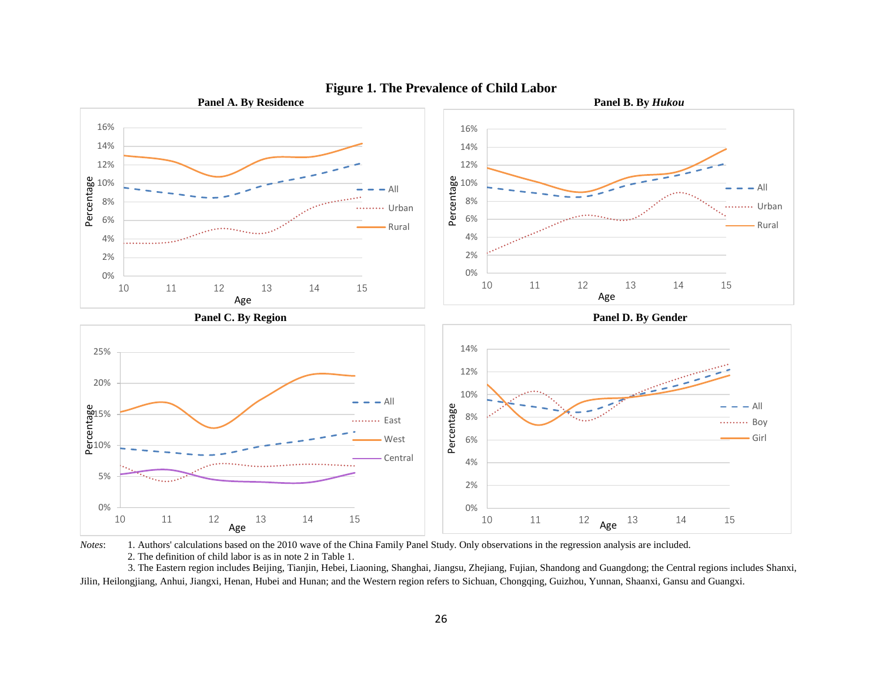**Figure 1. The Prevalence of Child Labor**

**Panel A. By Residence**

**Panel B. By *Hukou***

**Panel C. By Region**

**Panel D. By Gender**

*Notes*: 1. Authors' calculations based on the 2010 wave of the China Family Panel Study. Only observations in the regression analysis are included.
2. The definition of child labor is as in note 2 in Table 1.
3. The Eastern region includes Beijing, Tianjin, Hebei, Liaoning, Shanghai, Jiangsu, Zhejiang, Fujian, Shandong and Guangdong; the Central regions includes Shanxi, Jilin, Heilongjiang, Anhui, Jiangxi, Henan, Hubei and Hunan; and the Western region refers to Sichuan, Chongqing, Guizhou, Yunnan, Shaanxi, Gansu and Guangxi.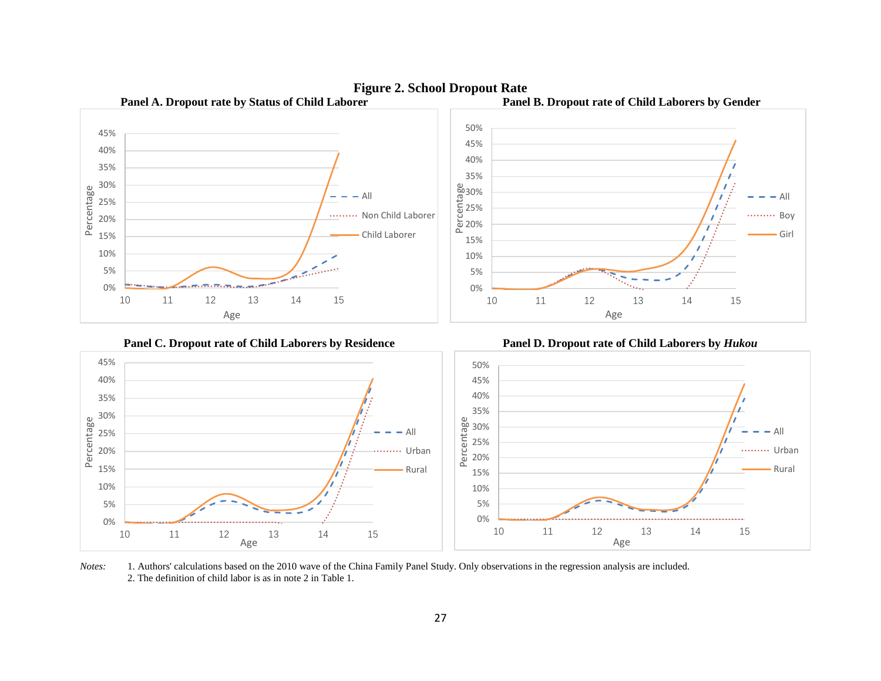**Figure 2. School Dropout Rate**

**Panel A. Dropout rate by Status of Child Laborer**

**Panel B. Dropout rate of Child Laborers by Gender**

**Panel C. Dropout rate of Child Laborers by Residence**

**Panel D. Dropout rate of Child Laborers by *Hukou***

*Notes:* 1. Authors' calculations based on the 2010 wave of the China Family Panel Study. Only observations in the regression analysis are included.
2. The definition of child labor is as in note 2 in Table 1.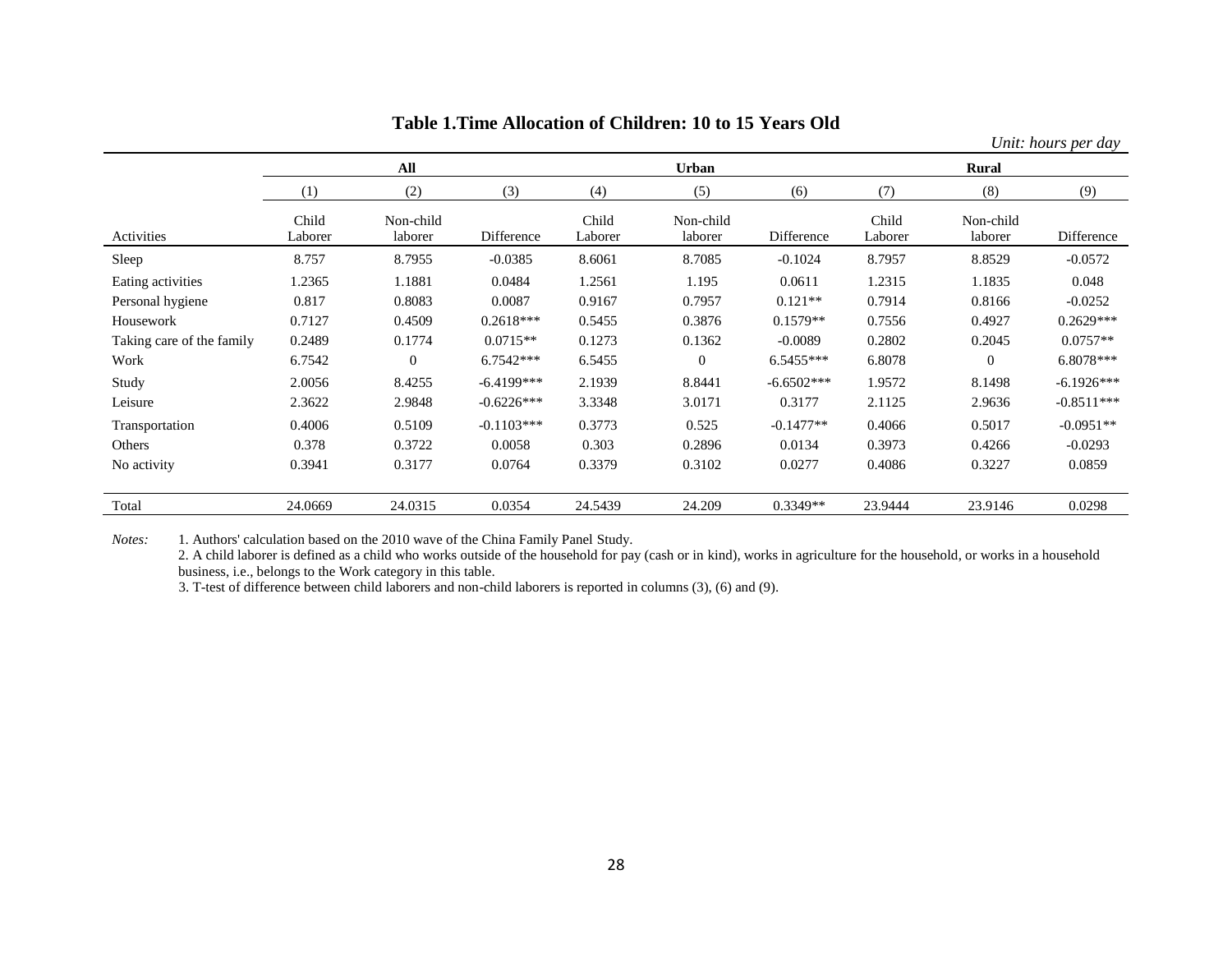**Table 1.Time Allocation of Children: 10 to 15 Years Old**

*Unit: hours per day*

| | All | | | Urban | | | Rural | | |
|---|---|---|---|---|---|---|---|---|---|
| | (1) | (2) | (3) | (4) | (5) | (6) | (7) | (8) | (9) |
| Activities | Child Laborer | Non-child laborer | Difference | Child Laborer | Non-child laborer | Difference | Child Laborer | Non-child laborer | Difference |
| Sleep | 8.757 | 8.7955 | -0.0385 | 8.6061 | 8.7085 | -0.1024 | 8.7957 | 8.8529 | -0.0572 |
| Eating activities | 1.2365 | 1.1881 | 0.0484 | 1.2561 | 1.195 | 0.0611 | 1.2315 | 1.1835 | 0.048 |
| Personal hygiene | 0.817 | 0.8083 | 0.0087 | 0.9167 | 0.7957 | 0.121** | 0.7914 | 0.8166 | -0.0252 |
| Housework | 0.7127 | 0.4509 | 0.2618*** | 0.5455 | 0.3876 | 0.1579** | 0.7556 | 0.4927 | 0.2629*** |
| Taking care of the family | 0.2489 | 0.1774 | 0.0715** | 0.1273 | 0.1362 | -0.0089 | 0.2802 | 0.2045 | 0.0757** |
| Work | 6.7542 | 0 | 6.7542*** | 6.5455 | 0 | 6.5455*** | 6.8078 | 0 | 6.8078*** |
| Study | 2.0056 | 8.4255 | -6.4199*** | 2.1939 | 8.8441 | -6.6502*** | 1.9572 | 8.1498 | -6.1926*** |
| Leisure | 2.3622 | 2.9848 | -0.6226*** | 3.3348 | 3.0171 | 0.3177 | 2.1125 | 2.9636 | -0.8511*** |
| Transportation | 0.4006 | 0.5109 | -0.1103*** | 0.3773 | 0.525 | -0.1477** | 0.4066 | 0.5017 | -0.0951** |
| Others | 0.378 | 0.3722 | 0.0058 | 0.303 | 0.2896 | 0.0134 | 0.3973 | 0.4266 | -0.0293 |
| No activity | 0.3941 | 0.3177 | 0.0764 | 0.3379 | 0.3102 | 0.0277 | 0.4086 | 0.3227 | 0.0859 |
| Total | 24.0669 | 24.0315 | 0.0354 | 24.5439 | 24.209 | 0.3349** | 23.9444 | 23.9146 | 0.0298 |

*Notes:* 1. Authors' calculation based on the 2010 wave of the China Family Panel Study.
2. A child laborer is defined as a child who works outside of the household for pay (cash or in kind), works in agriculture for the household, or works in a household business, i.e., belongs to the Work category in this table.
3. T-test of difference between child laborers and non-child laborers is reported in columns (3), (6) and (9).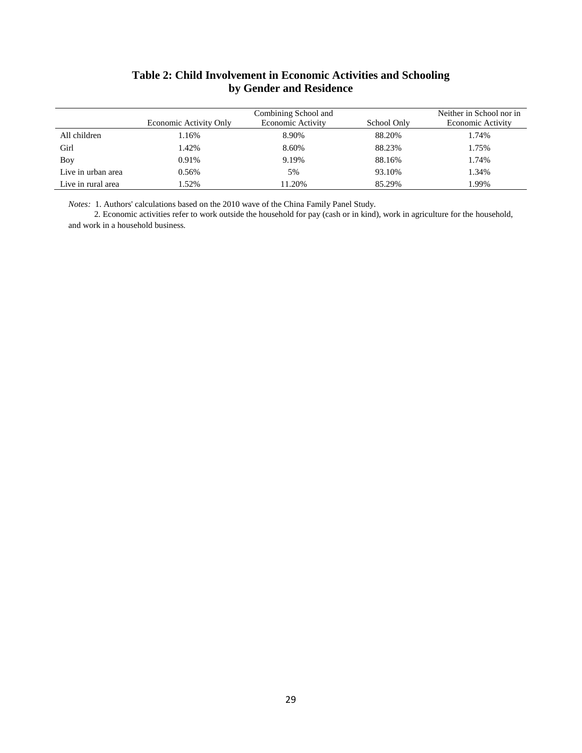## Table 2: Child Involvement in Economic Activities and Schooling by Gender and Residence

| | Economic Activity Only | Combining School and Economic Activity | School Only | Neither in School nor in Economic Activity |
|---|---|---|---|---|
| All children | 1.16% | 8.90% | 88.20% | 1.74% |
| Girl | 1.42% | 8.60% | 88.23% | 1.75% |
| Boy | 0.91% | 9.19% | 88.16% | 1.74% |
| Live in urban area | 0.56% | 5% | 93.10% | 1.34% |
| Live in rural area | 1.52% | 11.20% | 85.29% | 1.99% |

*Notes:* 1. Authors' calculations based on the 2010 wave of the China Family Panel Study.

2. Economic activities refer to work outside the household for pay (cash or in kind), work in agriculture for the household, and work in a household business.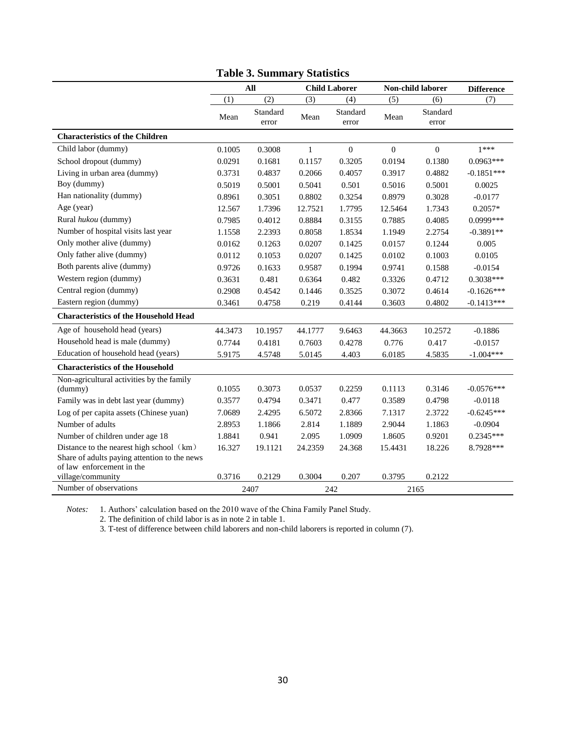**Table 3. Summary Statistics**

| | All | | Child Laborer | | Non-child laborer | | Difference |
|---|---|---|---|---|---|---|---|
| | (1) | (2) | (3) | (4) | (5) | (6) | (7) |
| | Mean | Standard error | Mean | Standard error | Mean | Standard error | |
| **Characteristics of the Children** | | | | | | | |
| Child labor (dummy) | 0.1005 | 0.3008 | 1 | 0 | 0 | 0 | 1*** |
| School dropout (dummy) | 0.0291 | 0.1681 | 0.1157 | 0.3205 | 0.0194 | 0.1380 | 0.0963*** |
| Living in urban area (dummy) | 0.3731 | 0.4837 | 0.2066 | 0.4057 | 0.3917 | 0.4882 | -0.1851*** |
| Boy (dummy) | 0.5019 | 0.5001 | 0.5041 | 0.501 | 0.5016 | 0.5001 | 0.0025 |
| Han nationality (dummy) | 0.8961 | 0.3051 | 0.8802 | 0.3254 | 0.8979 | 0.3028 | -0.0177 |
| Age (year) | 12.567 | 1.7396 | 12.7521 | 1.7795 | 12.5464 | 1.7343 | 0.2057* |
| Rural *hukou* (dummy) | 0.7985 | 0.4012 | 0.8884 | 0.3155 | 0.7885 | 0.4085 | 0.0999*** |
| Number of hospital visits last year | 1.1558 | 2.2393 | 0.8058 | 1.8534 | 1.1949 | 2.2754 | -0.3891** |
| Only mother alive (dummy) | 0.0162 | 0.1263 | 0.0207 | 0.1425 | 0.0157 | 0.1244 | 0.005 |
| Only father alive (dummy) | 0.0112 | 0.1053 | 0.0207 | 0.1425 | 0.0102 | 0.1003 | 0.0105 |
| Both parents alive (dummy) | 0.9726 | 0.1633 | 0.9587 | 0.1994 | 0.9741 | 0.1588 | -0.0154 |
| Western region (dummy) | 0.3631 | 0.481 | 0.6364 | 0.482 | 0.3326 | 0.4712 | 0.3038*** |
| Central region (dummy) | 0.2908 | 0.4542 | 0.1446 | 0.3525 | 0.3072 | 0.4614 | -0.1626*** |
| Eastern region (dummy) | 0.3461 | 0.4758 | 0.219 | 0.4144 | 0.3603 | 0.4802 | -0.1413*** |
| **Characteristics of the Household Head** | | | | | | | |
| Age of household head (years) | 44.3473 | 10.1957 | 44.1777 | 9.6463 | 44.3663 | 10.2572 | -0.1886 |
| Household head is male (dummy) | 0.7744 | 0.4181 | 0.7603 | 0.4278 | 0.776 | 0.417 | -0.0157 |
| Education of household head (years) | 5.9175 | 4.5748 | 5.0145 | 4.403 | 6.0185 | 4.5835 | -1.004*** |
| **Characteristics of the Household** | | | | | | | |
| Non-agricultural activities by the family (dummy) | 0.1055 | 0.3073 | 0.0537 | 0.2259 | 0.1113 | 0.3146 | -0.0576*** |
| Family was in debt last year (dummy) | 0.3577 | 0.4794 | 0.3471 | 0.477 | 0.3589 | 0.4798 | -0.0118 |
| Log of per capita assets (Chinese yuan) | 7.0689 | 2.4295 | 6.5072 | 2.8366 | 7.1317 | 2.3722 | -0.6245*** |
| Number of adults | 2.8953 | 1.1866 | 2.814 | 1.1889 | 2.9044 | 1.1863 | -0.0904 |
| Number of children under age 18 | 1.8841 | 0.941 | 2.095 | 1.0909 | 1.8605 | 0.9201 | 0.2345*** |
| Distance to the nearest high school（km） | 16.327 | 19.1121 | 24.2359 | 24.368 | 15.4431 | 18.226 | 8.7928*** |
| Share of adults paying attention to the news of law enforcement in the village/community | 0.3716 | 0.2129 | 0.3004 | 0.207 | 0.3795 | 0.2122 | |
| Number of observations | 2407 | | 242 | | 2165 | | |

*Notes:* 1. Authors' calculation based on the 2010 wave of the China Family Panel Study.
2. The definition of child labor is as in note 2 in table 1.
3. T-test of difference between child laborers and non-child laborers is reported in column (7).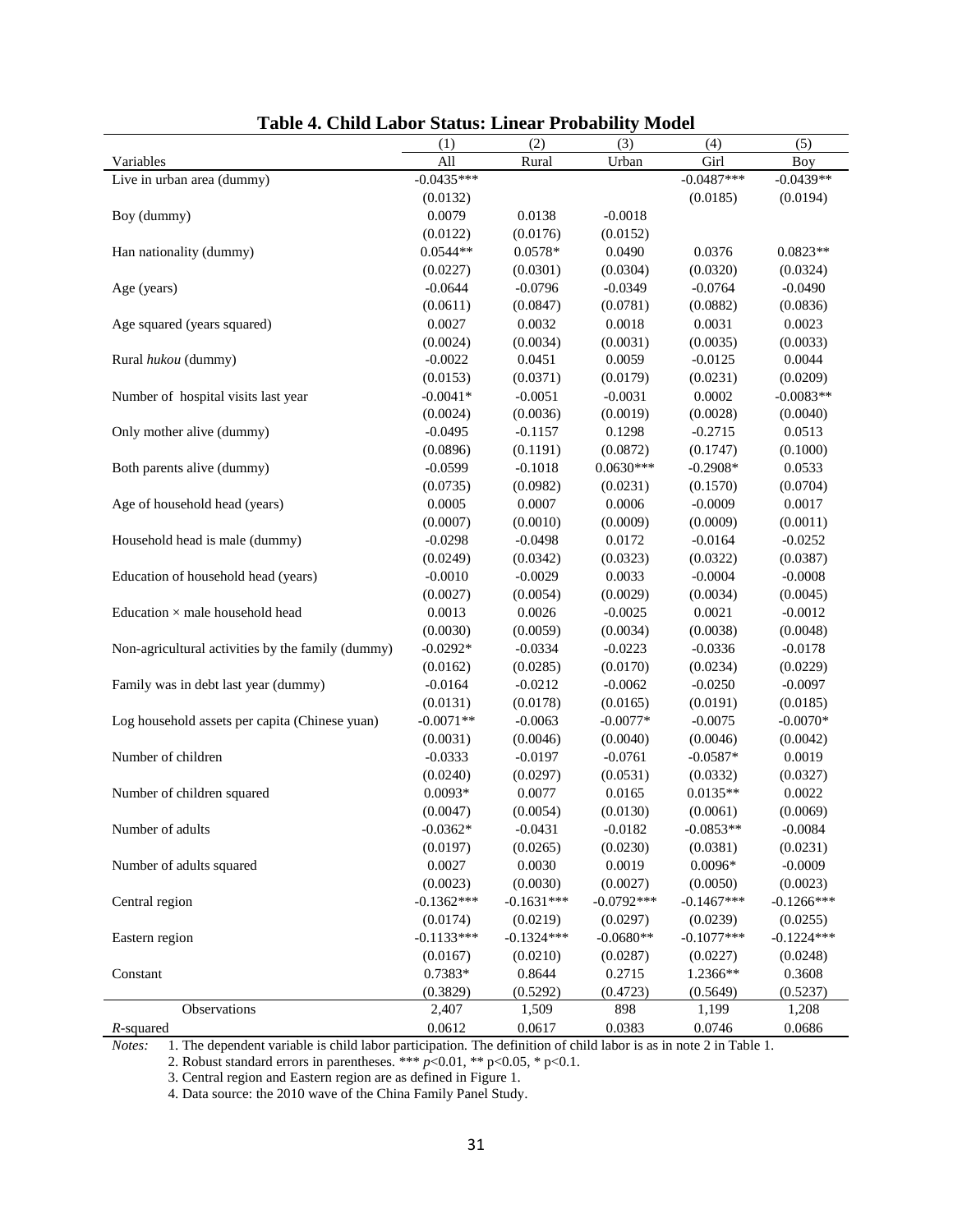# Table 4. Child Labor Status: Linear Probability Model

| Variables | (1) All | (2) Rural | (3) Urban | (4) Girl | (5) Boy |
|---|---|---|---|---|---|
| Live in urban area (dummy) | -0.0435*** | | | -0.0487*** | -0.0439** |
| | (0.0132) | | | (0.0185) | (0.0194) |
| Boy (dummy) | 0.0079 | 0.0138 | -0.0018 | | |
| | (0.0122) | (0.0176) | (0.0152) | | |
| Han nationality (dummy) | 0.0544** | 0.0578* | 0.0490 | 0.0376 | 0.0823** |
| | (0.0227) | (0.0301) | (0.0304) | (0.0320) | (0.0324) |
| Age (years) | -0.0644 | -0.0796 | -0.0349 | -0.0764 | -0.0490 |
| | (0.0611) | (0.0847) | (0.0781) | (0.0882) | (0.0836) |
| Age squared (years squared) | 0.0027 | 0.0032 | 0.0018 | 0.0031 | 0.0023 |
| | (0.0024) | (0.0034) | (0.0031) | (0.0035) | (0.0033) |
| Rural *hukou* (dummy) | -0.0022 | 0.0451 | 0.0059 | -0.0125 | 0.0044 |
| | (0.0153) | (0.0371) | (0.0179) | (0.0231) | (0.0209) |
| Number of hospital visits last year | -0.0041* | -0.0051 | -0.0031 | 0.0002 | -0.0083** |
| | (0.0024) | (0.0036) | (0.0019) | (0.0028) | (0.0040) |
| Only mother alive (dummy) | -0.0495 | -0.1157 | 0.1298 | -0.2715 | 0.0513 |
| | (0.0896) | (0.1191) | (0.0872) | (0.1747) | (0.1000) |
| Both parents alive (dummy) | -0.0599 | -0.1018 | 0.0630*** | -0.2908* | 0.0533 |
| | (0.0735) | (0.0982) | (0.0231) | (0.1570) | (0.0704) |
| Age of household head (years) | 0.0005 | 0.0007 | 0.0006 | -0.0009 | 0.0017 |
| | (0.0007) | (0.0010) | (0.0009) | (0.0009) | (0.0011) |
| Household head is male (dummy) | -0.0298 | -0.0498 | 0.0172 | -0.0164 | -0.0252 |
| | (0.0249) | (0.0342) | (0.0323) | (0.0322) | (0.0387) |
| Education of household head (years) | -0.0010 | -0.0029 | 0.0033 | -0.0004 | -0.0008 |
| | (0.0027) | (0.0054) | (0.0029) | (0.0034) | (0.0045) |
| Education × male household head | 0.0013 | 0.0026 | -0.0025 | 0.0021 | -0.0012 |
| | (0.0030) | (0.0059) | (0.0034) | (0.0038) | (0.0048) |
| Non-agricultural activities by the family (dummy) | -0.0292* | -0.0334 | -0.0223 | -0.0336 | -0.0178 |
| | (0.0162) | (0.0285) | (0.0170) | (0.0234) | (0.0229) |
| Family was in debt last year (dummy) | -0.0164 | -0.0212 | -0.0062 | -0.0250 | -0.0097 |
| | (0.0131) | (0.0178) | (0.0165) | (0.0191) | (0.0185) |
| Log household assets per capita (Chinese yuan) | -0.0071** | -0.0063 | -0.0077* | -0.0075 | -0.0070* |
| | (0.0031) | (0.0046) | (0.0040) | (0.0046) | (0.0042) |
| Number of children | -0.0333 | -0.0197 | -0.0761 | -0.0587* | 0.0019 |
| | (0.0240) | (0.0297) | (0.0531) | (0.0332) | (0.0327) |
| Number of children squared | 0.0093* | 0.0077 | 0.0165 | 0.0135** | 0.0022 |
| | (0.0047) | (0.0054) | (0.0130) | (0.0061) | (0.0069) |
| Number of adults | -0.0362* | -0.0431 | -0.0182 | -0.0853** | -0.0084 |
| | (0.0197) | (0.0265) | (0.0230) | (0.0381) | (0.0231) |
| Number of adults squared | 0.0027 | 0.0030 | 0.0019 | 0.0096* | -0.0009 |
| | (0.0023) | (0.0030) | (0.0027) | (0.0050) | (0.0023) |
| Central region | -0.1362*** | -0.1631*** | -0.0792*** | -0.1467*** | -0.1266*** |
| | (0.0174) | (0.0219) | (0.0297) | (0.0239) | (0.0255) |
| Eastern region | -0.1133*** | -0.1324*** | -0.0680** | -0.1077*** | -0.1224*** |
| | (0.0167) | (0.0210) | (0.0287) | (0.0227) | (0.0248) |
| Constant | 0.7383* | 0.8644 | 0.2715 | 1.2366** | 0.3608 |
| | (0.3829) | (0.5292) | (0.4723) | (0.5649) | (0.5237) |
| Observations | 2,407 | 1,509 | 898 | 1,199 | 1,208 |
| *R*-squared | 0.0612 | 0.0617 | 0.0383 | 0.0746 | 0.0686 |

*Notes:* 1. The dependent variable is child labor participation. The definition of child labor is as in note 2 in Table 1.

2. Robust standard errors in parentheses. *** $p$<0.01, ** p<0.05, * p<0.1.

3. Central region and Eastern region are as defined in Figure 1.

4. Data source: the 2010 wave of the China Family Panel Study.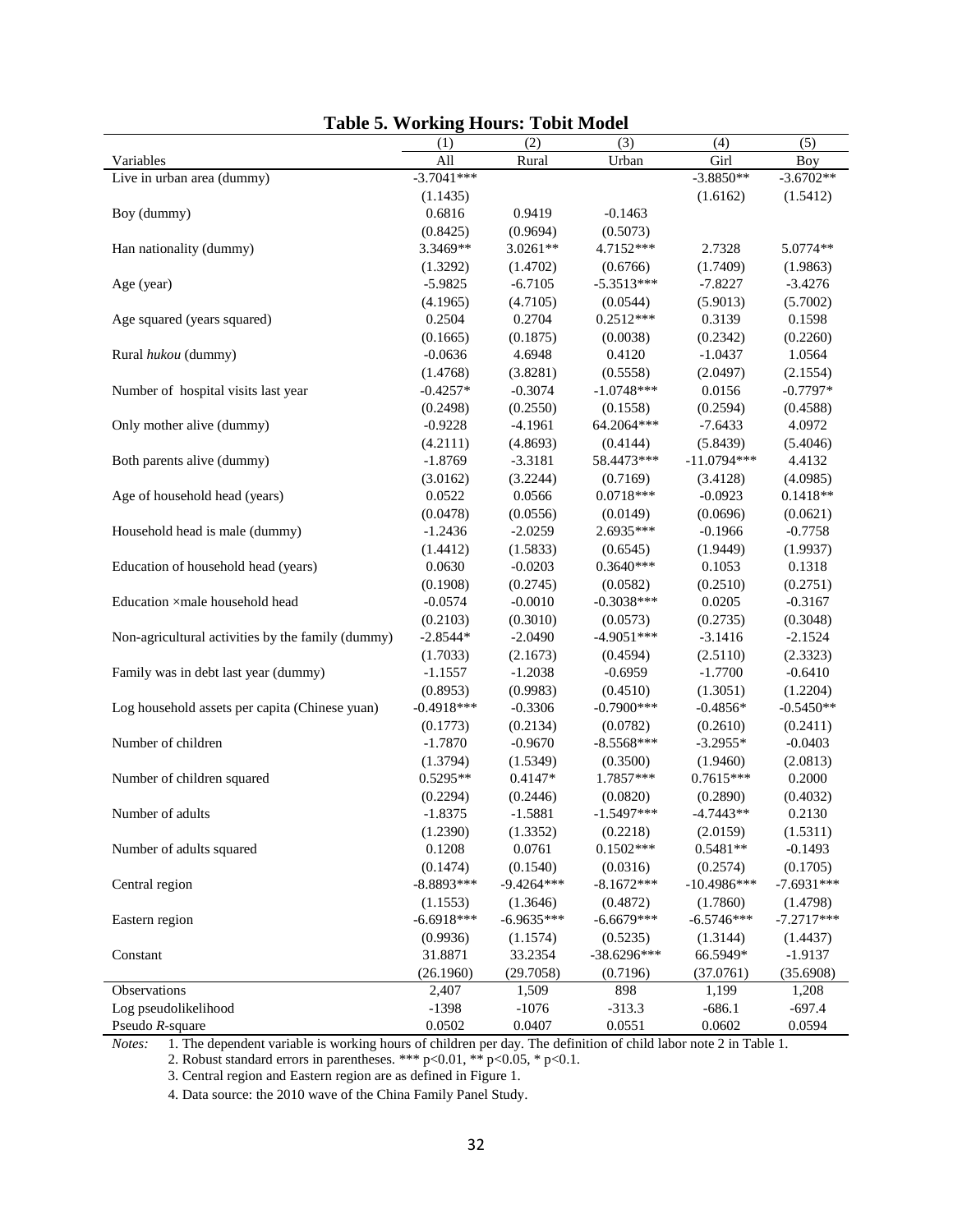**Table 5. Working Hours: Tobit Model**

| Variables | (1) All | (2) Rural | (3) Urban | (4) Girl | (5) Boy |
|---|---|---|---|---|---|
| Live in urban area (dummy) | -3.7041*** | | | -3.8850** | -3.6702** |
| | (1.1435) | | | (1.6162) | (1.5412) |
| Boy (dummy) | 0.6816 | 0.9419 | -0.1463 | | |
| | (0.8425) | (0.9694) | (0.5073) | | |
| Han nationality (dummy) | 3.3469** | 3.0261** | 4.7152*** | 2.7328 | 5.0774** |
| | (1.3292) | (1.4702) | (0.6766) | (1.7409) | (1.9863) |
| Age (year) | -5.9825 | -6.7105 | -5.3513*** | -7.8227 | -3.4276 |
| | (4.1965) | (4.7105) | (0.0544) | (5.9013) | (5.7002) |
| Age squared (years squared) | 0.2504 | 0.2704 | 0.2512*** | 0.3139 | 0.1598 |
| | (0.1665) | (0.1875) | (0.0038) | (0.2342) | (0.2260) |
| Rural *hukou* (dummy) | -0.0636 | 4.6948 | 0.4120 | -1.0437 | 1.0564 |
| | (1.4768) | (3.8281) | (0.5558) | (2.0497) | (2.1554) |
| Number of hospital visits last year | -0.4257* | -0.3074 | -1.0748*** | 0.0156 | -0.7797* |
| | (0.2498) | (0.2550) | (0.1558) | (0.2594) | (0.4588) |
| Only mother alive (dummy) | -0.9228 | -4.1961 | 64.2064*** | -7.6433 | 4.0972 |
| | (4.2111) | (4.8693) | (0.4144) | (5.8439) | (5.4046) |
| Both parents alive (dummy) | -1.8769 | -3.3181 | 58.4473*** | -11.0794*** | 4.4132 |
| | (3.0162) | (3.2244) | (0.7169) | (3.4128) | (4.0985) |
| Age of household head (years) | 0.0522 | 0.0566 | 0.0718*** | -0.0923 | 0.1418** |
| | (0.0478) | (0.0556) | (0.0149) | (0.0696) | (0.0621) |
| Household head is male (dummy) | -1.2436 | -2.0259 | 2.6935*** | -0.1966 | -0.7758 |
| | (1.4412) | (1.5833) | (0.6545) | (1.9449) | (1.9937) |
| Education of household head (years) | 0.0630 | -0.0203 | 0.3640*** | 0.1053 | 0.1318 |
| | (0.1908) | (0.2745) | (0.0582) | (0.2510) | (0.2751) |
| Education ×male household head | -0.0574 | -0.0010 | -0.3038*** | 0.0205 | -0.3167 |
| | (0.2103) | (0.3010) | (0.0573) | (0.2735) | (0.3048) |
| Non-agricultural activities by the family (dummy) | -2.8544* | -2.0490 | -4.9051*** | -3.1416 | -2.1524 |
| | (1.7033) | (2.1673) | (0.4594) | (2.5110) | (2.3323) |
| Family was in debt last year (dummy) | -1.1557 | -1.2038 | -0.6959 | -1.7700 | -0.6410 |
| | (0.8953) | (0.9983) | (0.4510) | (1.3051) | (1.2204) |
| Log household assets per capita (Chinese yuan) | -0.4918*** | -0.3306 | -0.7900*** | -0.4856* | -0.5450** |
| | (0.1773) | (0.2134) | (0.0782) | (0.2610) | (0.2411) |
| Number of children | -1.7870 | -0.9670 | -8.5568*** | -3.2955* | -0.0403 |
| | (1.3794) | (1.5349) | (0.3500) | (1.9460) | (2.0813) |
| Number of children squared | 0.5295** | 0.4147* | 1.7857*** | 0.7615*** | 0.2000 |
| | (0.2294) | (0.2446) | (0.0820) | (0.2890) | (0.4032) |
| Number of adults | -1.8375 | -1.5881 | -1.5497*** | -4.7443** | 0.2130 |
| | (1.2390) | (1.3352) | (0.2218) | (2.0159) | (1.5311) |
| Number of adults squared | 0.1208 | 0.0761 | 0.1502*** | 0.5481** | -0.1493 |
| | (0.1474) | (0.1540) | (0.0316) | (0.2574) | (0.1705) |
| Central region | -8.8893*** | -9.4264*** | -8.1672*** | -10.4986*** | -7.6931*** |
| | (1.1553) | (1.3646) | (0.4872) | (1.7860) | (1.4798) |
| Eastern region | -6.6918*** | -6.9635*** | -6.6679*** | -6.5746*** | -7.2717*** |
| | (0.9936) | (1.1574) | (0.5235) | (1.3144) | (1.4437) |
| Constant | 31.8871 | 33.2354 | -38.6296*** | 66.5949* | -1.9137 |
| | (26.1960) | (29.7058) | (0.7196) | (37.0761) | (35.6908) |
| Observations | 2,407 | 1,509 | 898 | 1,199 | 1,208 |
| Log pseudolikelihood | -1398 | -1076 | -313.3 | -686.1 | -697.4 |
| Pseudo *R*-square | 0.0502 | 0.0407 | 0.0551 | 0.0602 | 0.0594 |

*Notes:* 1. The dependent variable is working hours of children per day. The definition of child labor note 2 in Table 1.

2. Robust standard errors in parentheses. *** $p<0.01$, ** $p<0.05$, * $p<0.1$.

3. Central region and Eastern region are as defined in Figure 1.

4. Data source: the 2010 wave of the China Family Panel Study.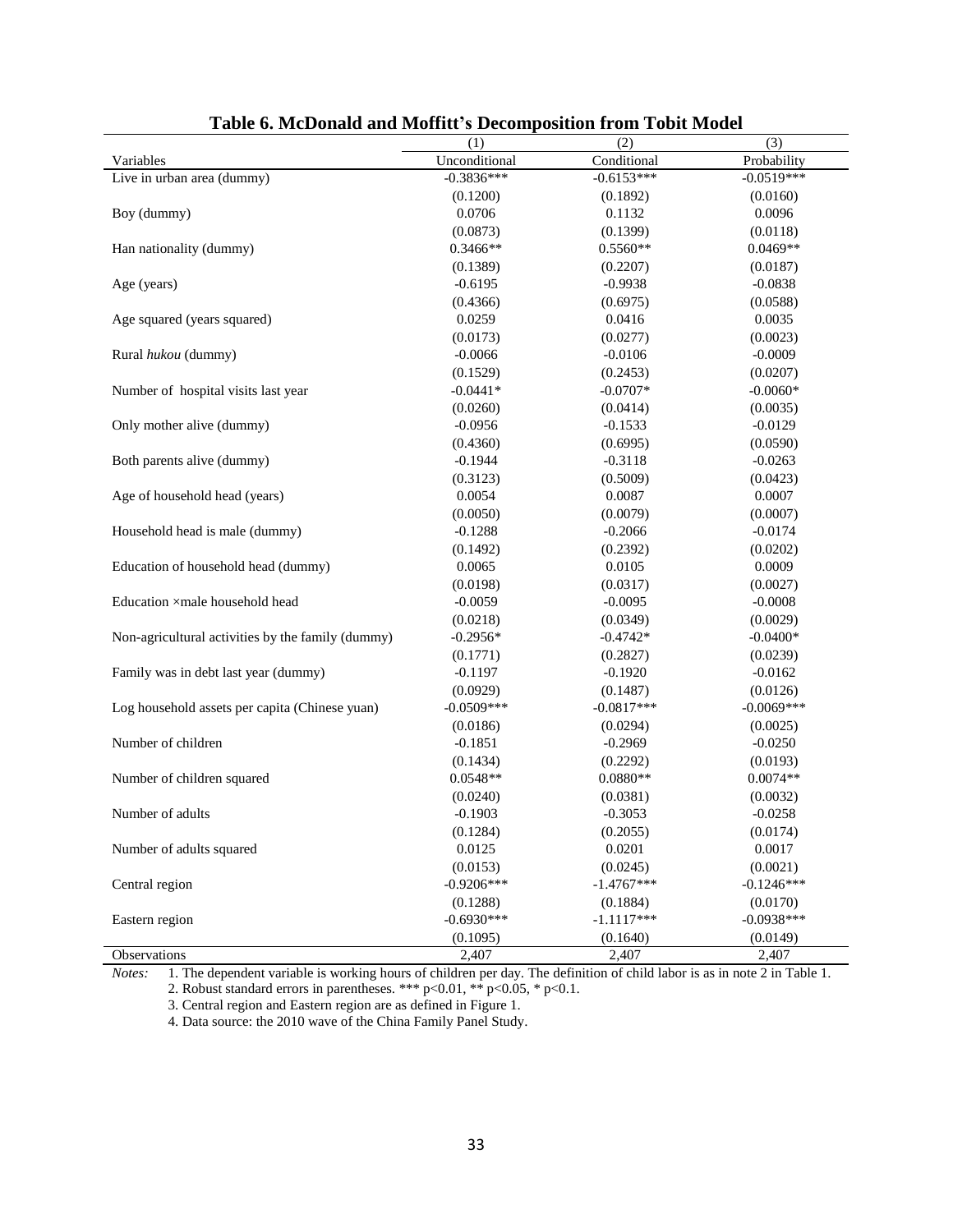## Table 6. McDonald and Moffitt's Decomposition from Tobit Model

| | (1) | (2) | (3) |
|---|---|---|---|
| Variables | Unconditional | Conditional | Probability |
| Live in urban area (dummy) | -0.3836*** | -0.6153*** | -0.0519*** |
| | (0.1200) | (0.1892) | (0.0160) |
| Boy (dummy) | 0.0706 | 0.1132 | 0.0096 |
| | (0.0873) | (0.1399) | (0.0118) |
| Han nationality (dummy) | 0.3466** | 0.5560** | 0.0469** |
| | (0.1389) | (0.2207) | (0.0187) |
| Age (years) | -0.6195 | -0.9938 | -0.0838 |
| | (0.4366) | (0.6975) | (0.0588) |
| Age squared (years squared) | 0.0259 | 0.0416 | 0.0035 |
| | (0.0173) | (0.0277) | (0.0023) |
| Rural *hukou* (dummy) | -0.0066 | -0.0106 | -0.0009 |
| | (0.1529) | (0.2453) | (0.0207) |
| Number of hospital visits last year | -0.0441* | -0.0707* | -0.0060* |
| | (0.0260) | (0.0414) | (0.0035) |
| Only mother alive (dummy) | -0.0956 | -0.1533 | -0.0129 |
| | (0.4360) | (0.6995) | (0.0590) |
| Both parents alive (dummy) | -0.1944 | -0.3118 | -0.0263 |
| | (0.3123) | (0.5009) | (0.0423) |
| Age of household head (years) | 0.0054 | 0.0087 | 0.0007 |
| | (0.0050) | (0.0079) | (0.0007) |
| Household head is male (dummy) | -0.1288 | -0.2066 | -0.0174 |
| | (0.1492) | (0.2392) | (0.0202) |
| Education of household head (dummy) | 0.0065 | 0.0105 | 0.0009 |
| | (0.0198) | (0.0317) | (0.0027) |
| Education ×male household head | -0.0059 | -0.0095 | -0.0008 |
| | (0.0218) | (0.0349) | (0.0029) |
| Non-agricultural activities by the family (dummy) | -0.2956* | -0.4742* | -0.0400* |
| | (0.1771) | (0.2827) | (0.0239) |
| Family was in debt last year (dummy) | -0.1197 | -0.1920 | -0.0162 |
| | (0.0929) | (0.1487) | (0.0126) |
| Log household assets per capita (Chinese yuan) | -0.0509*** | -0.0817*** | -0.0069*** |
| | (0.0186) | (0.0294) | (0.0025) |
| Number of children | -0.1851 | -0.2969 | -0.0250 |
| | (0.1434) | (0.2292) | (0.0193) |
| Number of children squared | 0.0548** | 0.0880** | 0.0074** |
| | (0.0240) | (0.0381) | (0.0032) |
| Number of adults | -0.1903 | -0.3053 | -0.0258 |
| | (0.1284) | (0.2055) | (0.0174) |
| Number of adults squared | 0.0125 | 0.0201 | 0.0017 |
| | (0.0153) | (0.0245) | (0.0021) |
| Central region | -0.9206*** | -1.4767*** | -0.1246*** |
| | (0.1288) | (0.1884) | (0.0170) |
| Eastern region | -0.6930*** | -1.1117*** | -0.0938*** |
| | (0.1095) | (0.1640) | (0.0149) |
| Observations | 2,407 | 2,407 | 2,407 |

*Notes:* 1. The dependent variable is working hours of children per day. The definition of child labor is as in note 2 in Table 1.

2. Robust standard errors in parentheses. *** p<0.01, ** p<0.05, * p<0.1.

3. Central region and Eastern region are as defined in Figure 1.

4. Data source: the 2010 wave of the China Family Panel Study.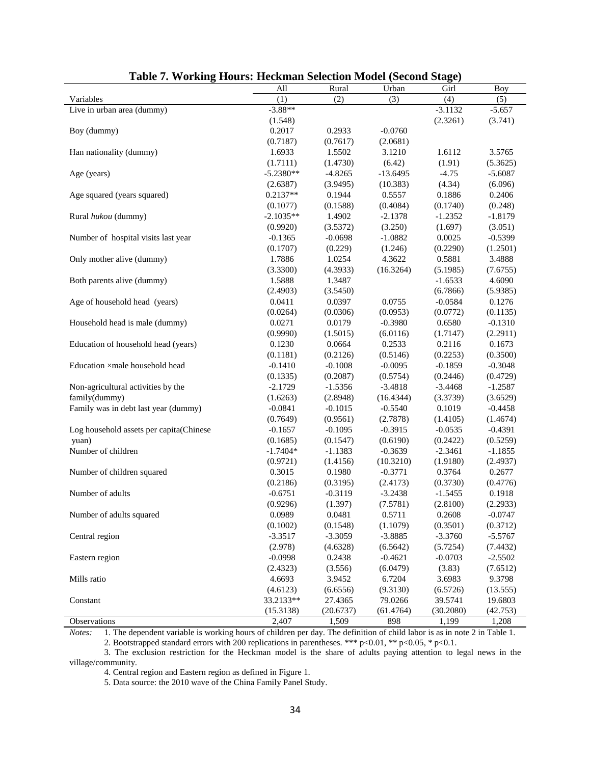# Table 7. Working Hours: Heckman Selection Model (Second Stage)

| | All | Rural | Urban | Girl | Boy |
|---|---|---|---|---|---|
| Variables | (1) | (2) | (3) | (4) | (5) |
| Live in urban area (dummy) | -3.88** | | | -3.1132 | -5.657 |
| | (1.548) | | | (2.3261) | (3.741) |
| Boy (dummy) | 0.2017 | 0.2933 | -0.0760 | | |
| | (0.7187) | (0.7617) | (2.0681) | | |
| Han nationality (dummy) | 1.6933 | 1.5502 | 3.1210 | 1.6112 | 3.5765 |
| | (1.7111) | (1.4730) | (6.42) | (1.91) | (5.3625) |
| Age (years) | -5.2380** | -4.8265 | -13.6495 | -4.75 | -5.6087 |
| | (2.6387) | (3.9495) | (10.383) | (4.34) | (6.096) |
| Age squared (years squared) | 0.2137** | 0.1944 | 0.5557 | 0.1886 | 0.2406 |
| | (0.1077) | (0.1588) | (0.4084) | (0.1740) | (0.248) |
| Rural *hukou* (dummy) | -2.1035** | 1.4902 | -2.1378 | -1.2352 | -1.8179 |
| | (0.9920) | (3.5372) | (3.250) | (1.697) | (3.051) |
| Number of hospital visits last year | -0.1365 | -0.0698 | -1.0882 | 0.0025 | -0.5399 |
| | (0.1707) | (0.229) | (1.246) | (0.2290) | (1.2501) |
| Only mother alive (dummy) | 1.7886 | 1.0254 | 4.3622 | 0.5881 | 3.4888 |
| | (3.3300) | (4.3933) | (16.3264) | (5.1985) | (7.6755) |
| Both parents alive (dummy) | 1.5888 | 1.3487 | | -1.6533 | 4.6090 |
| | (2.4903) | (3.5450) | | (6.7866) | (5.9385) |
| Age of household head (years) | 0.0411 | 0.0397 | 0.0755 | -0.0584 | 0.1276 |
| | (0.0264) | (0.0306) | (0.0953) | (0.0772) | (0.1135) |
| Household head is male (dummy) | 0.0271 | 0.0179 | -0.3980 | 0.6580 | -0.1310 |
| | (0.9990) | (1.5015) | (6.0116) | (1.7147) | (2.2911) |
| Education of household head (years) | 0.1230 | 0.0664 | 0.2533 | 0.2116 | 0.1673 |
| | (0.1181) | (0.2126) | (0.5146) | (0.2253) | (0.3500) |
| Education ×male household head | -0.1410 | -0.1008 | -0.0095 | -0.1859 | -0.3048 |
| | (0.1335) | (0.2087) | (0.5754) | (0.2446) | (0.4729) |
| Non-agricultural activities by the family(dummy) | -2.1729 | -1.5356 | -3.4818 | -3.4468 | -1.2587 |
| | (1.6263) | (2.8948) | (16.4344) | (3.3739) | (3.6529) |
| Family was in debt last year (dummy) | -0.0841 | -0.1015 | -0.5540 | 0.1019 | -0.4458 |
| | (0.7649) | (0.9561) | (2.7878) | (1.4105) | (1.4674) |
| Log household assets per capita(Chinese yuan) | -0.1657 | -0.1095 | -0.3915 | -0.0535 | -0.4391 |
| | (0.1685) | (0.1547) | (0.6190) | (0.2422) | (0.5259) |
| Number of children | -1.7404* | -1.1383 | -0.3639 | -2.3461 | -1.1855 |
| | (0.9721) | (1.4156) | (10.3210) | (1.9180) | (2.4937) |
| Number of children squared | 0.3015 | 0.1980 | -0.3771 | 0.3764 | 0.2677 |
| | (0.2186) | (0.3195) | (2.4173) | (0.3730) | (0.4776) |
| Number of adults | -0.6751 | -0.3119 | -3.2438 | -1.5455 | 0.1918 |
| | (0.9296) | (1.397) | (7.5781) | (2.8100) | (2.2933) |
| Number of adults squared | 0.0989 | 0.0481 | 0.5711 | 0.2608 | -0.0747 |
| | (0.1002) | (0.1548) | (1.1079) | (0.3501) | (0.3712) |
| Central region | -3.3517 | -3.3059 | -3.8885 | -3.3760 | -5.5767 |
| | (2.978) | (4.6328) | (6.5642) | (5.7254) | (7.4432) |
| Eastern region | -0.0998 | 0.2438 | -0.4621 | -0.0703 | -2.5502 |
| | (2.4323) | (3.556) | (6.0479) | (3.83) | (7.6512) |
| Mills ratio | 4.6693 | 3.9452 | 6.7204 | 3.6983 | 9.3798 |
| | (4.6123) | (6.6556) | (9.3130) | (6.5726) | (13.555) |
| Constant | 33.2133** | 27.4365 | 79.0266 | 39.5741 | 19.6803 |
| | (15.3138) | (20.6737) | (61.4764) | (30.2080) | (42.753) |
| Observations | 2,407 | 1,509 | 898 | 1,199 | 1,208 |

*Notes:* 1. The dependent variable is working hours of children per day. The definition of child labor is as in note 2 in Table 1.

2. Bootstrapped standard errors with 200 replications in parentheses. *** p<0.01, ** p<0.05, * p<0.1.

3. The exclusion restriction for the Heckman model is the share of adults paying attention to legal news in the village/community.

4. Central region and Eastern region as defined in Figure 1.

5. Data source: the 2010 wave of the China Family Panel Study.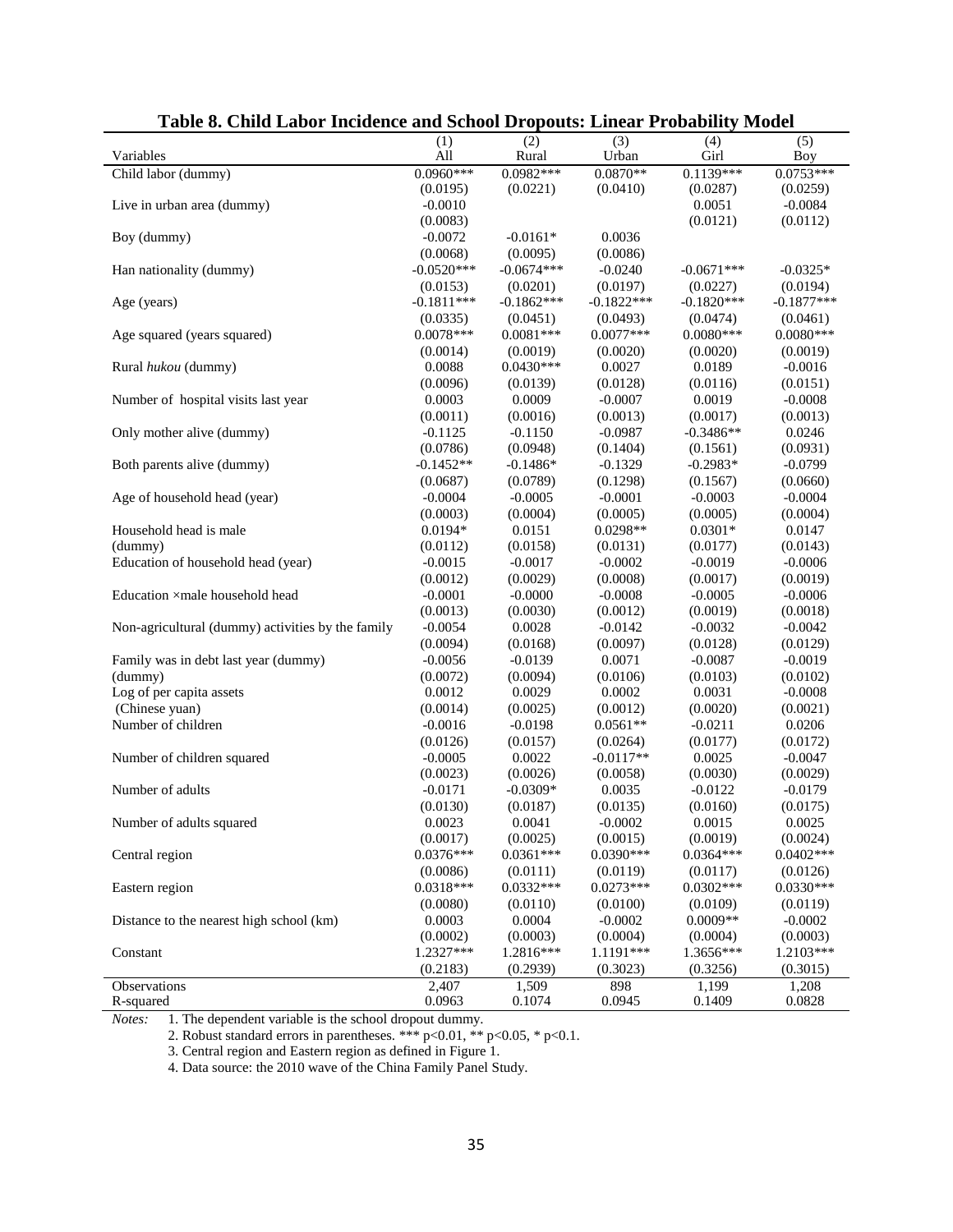# Table 8. Child Labor Incidence and School Dropouts: Linear Probability Model

| Variables | (1) All | (2) Rural | (3) Urban | (4) Girl | (5) Boy |
|---|---|---|---|---|---|
| Child labor (dummy) | 0.0960*** | 0.0982*** | 0.0870** | 0.1139*** | 0.0753*** |
| | (0.0195) | (0.0221) | (0.0410) | (0.0287) | (0.0259) |
| Live in urban area (dummy) | -0.0010 | | | 0.0051 | -0.0084 |
| | (0.0083) | | | (0.0121) | (0.0112) |
| Boy (dummy) | -0.0072 | -0.0161* | 0.0036 | | |
| | (0.0068) | (0.0095) | (0.0086) | | |
| Han nationality (dummy) | -0.0520*** | -0.0674*** | -0.0240 | -0.0671*** | -0.0325* |
| | (0.0153) | (0.0201) | (0.0197) | (0.0227) | (0.0194) |
| Age (years) | -0.1811*** | -0.1862*** | -0.1822*** | -0.1820*** | -0.1877*** |
| | (0.0335) | (0.0451) | (0.0493) | (0.0474) | (0.0461) |
| Age squared (years squared) | 0.0078*** | 0.0081*** | 0.0077*** | 0.0080*** | 0.0080*** |
| | (0.0014) | (0.0019) | (0.0020) | (0.0020) | (0.0019) |
| Rural *hukou* (dummy) | 0.0088 | 0.0430*** | 0.0027 | 0.0189 | -0.0016 |
| | (0.0096) | (0.0139) | (0.0128) | (0.0116) | (0.0151) |
| Number of hospital visits last year | 0.0003 | 0.0009 | -0.0007 | 0.0019 | -0.0008 |
| | (0.0011) | (0.0016) | (0.0013) | (0.0017) | (0.0013) |
| Only mother alive (dummy) | -0.1125 | -0.1150 | -0.0987 | -0.3486** | 0.0246 |
| | (0.0786) | (0.0948) | (0.1404) | (0.1561) | (0.0931) |
| Both parents alive (dummy) | -0.1452** | -0.1486* | -0.1329 | -0.2983* | -0.0799 |
| | (0.0687) | (0.0789) | (0.1298) | (0.1567) | (0.0660) |
| Age of household head (year) | -0.0004 | -0.0005 | -0.0001 | -0.0003 | -0.0004 |
| | (0.0003) | (0.0004) | (0.0005) | (0.0005) | (0.0004) |
| Household head is male (dummy) | 0.0194* | 0.0151 | 0.0298** | 0.0301* | 0.0147 |
| | (0.0112) | (0.0158) | (0.0131) | (0.0177) | (0.0143) |
| Education of household head (year) | -0.0015 | -0.0017 | -0.0002 | -0.0019 | -0.0006 |
| | (0.0012) | (0.0029) | (0.0008) | (0.0017) | (0.0019) |
| Education ×male household head | -0.0001 | -0.0000 | -0.0008 | -0.0005 | -0.0006 |
| | (0.0013) | (0.0030) | (0.0012) | (0.0019) | (0.0018) |
| Non-agricultural (dummy) activities by the family | -0.0054 | 0.0028 | -0.0142 | -0.0032 | -0.0042 |
| | (0.0094) | (0.0168) | (0.0097) | (0.0128) | (0.0129) |
| Family was in debt last year (dummy) | -0.0056 | -0.0139 | 0.0071 | -0.0087 | -0.0019 |
| (dummy) | (0.0072) | (0.0094) | (0.0106) | (0.0103) | (0.0102) |
| Log of per capita assets | 0.0012 | 0.0029 | 0.0002 | 0.0031 | -0.0008 |
| (Chinese yuan) | (0.0014) | (0.0025) | (0.0012) | (0.0020) | (0.0021) |
| Number of children | -0.0016 | -0.0198 | 0.0561** | -0.0211 | 0.0206 |
| | (0.0126) | (0.0157) | (0.0264) | (0.0177) | (0.0172) |
| Number of children squared | -0.0005 | 0.0022 | -0.0117** | 0.0025 | -0.0047 |
| | (0.0023) | (0.0026) | (0.0058) | (0.0030) | (0.0029) |
| Number of adults | -0.0171 | -0.0309* | 0.0035 | -0.0122 | -0.0179 |
| | (0.0130) | (0.0187) | (0.0135) | (0.0160) | (0.0175) |
| Number of adults squared | 0.0023 | 0.0041 | -0.0002 | 0.0015 | 0.0025 |
| | (0.0017) | (0.0025) | (0.0015) | (0.0019) | (0.0024) |
| Central region | 0.0376*** | 0.0361*** | 0.0390*** | 0.0364*** | 0.0402*** |
| | (0.0086) | (0.0111) | (0.0119) | (0.0117) | (0.0126) |
| Eastern region | 0.0318*** | 0.0332*** | 0.0273*** | 0.0302*** | 0.0330*** |
| | (0.0080) | (0.0110) | (0.0100) | (0.0109) | (0.0119) |
| Distance to the nearest high school (km) | 0.0003 | 0.0004 | -0.0002 | 0.0009** | -0.0002 |
| | (0.0002) | (0.0003) | (0.0004) | (0.0004) | (0.0003) |
| Constant | 1.2327*** | 1.2816*** | 1.1191*** | 1.3656*** | 1.2103*** |
| | (0.2183) | (0.2939) | (0.3023) | (0.3256) | (0.3015) |
| Observations | 2,407 | 1,509 | 898 | 1,199 | 1,208 |
| R-squared | 0.0963 | 0.1074 | 0.0945 | 0.1409 | 0.0828 |

*Notes:* 1. The dependent variable is the school dropout dummy.

2. Robust standard errors in parentheses. *** p<0.01, ** p<0.05, * p<0.1.

3. Central region and Eastern region as defined in Figure 1.

4. Data source: the 2010 wave of the China Family Panel Study.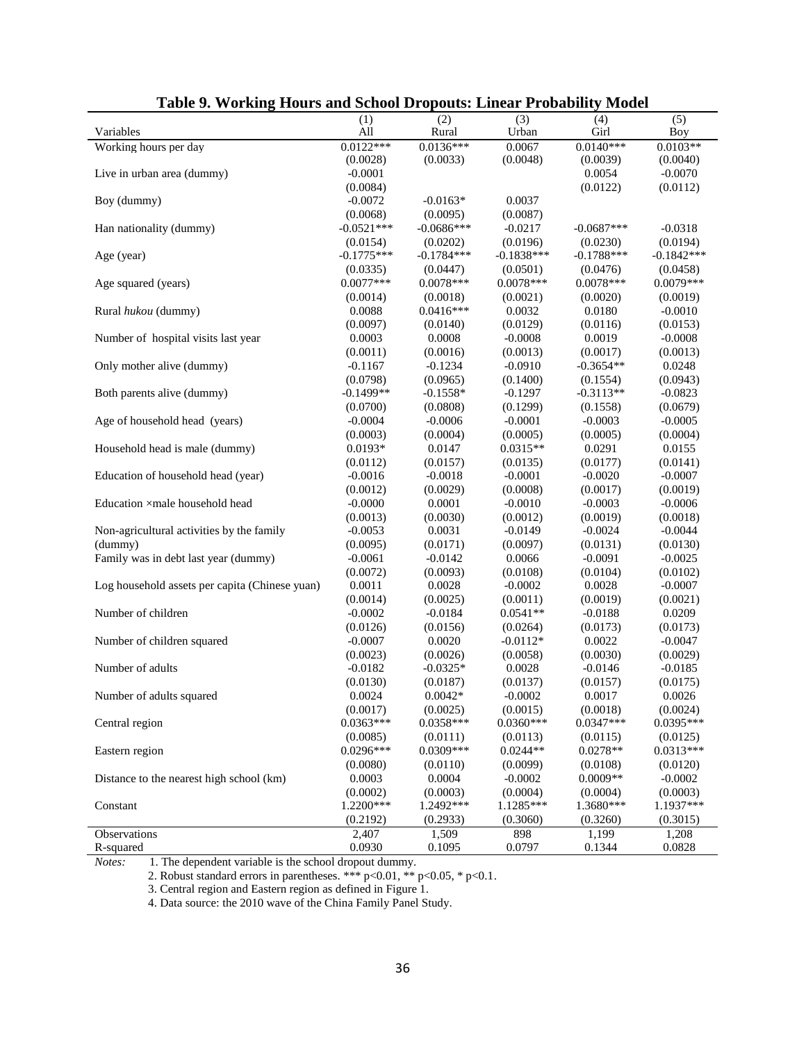**Table 9. Working Hours and School Dropouts: Linear Probability Model**

| Variables | (1) All | (2) Rural | (3) Urban | (4) Girl | (5) Boy |
|---|---|---|---|---|---|
| Working hours per day | 0.0122*** | 0.0136*** | 0.0067 | 0.0140*** | 0.0103** |
| | (0.0028) | (0.0033) | (0.0048) | (0.0039) | (0.0040) |
| Live in urban area (dummy) | -0.0001 | | | 0.0054 | -0.0070 |
| | (0.0084) | | | (0.0122) | (0.0112) |
| Boy (dummy) | -0.0072 | -0.0163* | 0.0037 | | |
| | (0.0068) | (0.0095) | (0.0087) | | |
| Han nationality (dummy) | -0.0521*** | -0.0686*** | -0.0217 | -0.0687*** | -0.0318 |
| | (0.0154) | (0.0202) | (0.0196) | (0.0230) | (0.0194) |
| Age (year) | -0.1775*** | -0.1784*** | -0.1838*** | -0.1788*** | -0.1842*** |
| | (0.0335) | (0.0447) | (0.0501) | (0.0476) | (0.0458) |
| Age squared (years) | 0.0077*** | 0.0078*** | 0.0078*** | 0.0078*** | 0.0079*** |
| | (0.0014) | (0.0018) | (0.0021) | (0.0020) | (0.0019) |
| Rural *hukou* (dummy) | 0.0088 | 0.0416*** | 0.0032 | 0.0180 | -0.0010 |
| | (0.0097) | (0.0140) | (0.0129) | (0.0116) | (0.0153) |
| Number of hospital visits last year | 0.0003 | 0.0008 | -0.0008 | 0.0019 | -0.0008 |
| | (0.0011) | (0.0016) | (0.0013) | (0.0017) | (0.0013) |
| Only mother alive (dummy) | -0.1167 | -0.1234 | -0.0910 | -0.3654** | 0.0248 |
| | (0.0798) | (0.0965) | (0.1400) | (0.1554) | (0.0943) |
| Both parents alive (dummy) | -0.1499** | -0.1558* | -0.1297 | -0.3113** | -0.0823 |
| | (0.0700) | (0.0808) | (0.1299) | (0.1558) | (0.0679) |
| Age of household head (years) | -0.0004 | -0.0006 | -0.0001 | -0.0003 | -0.0005 |
| | (0.0003) | (0.0004) | (0.0005) | (0.0005) | (0.0004) |
| Household head is male (dummy) | 0.0193* | 0.0147 | 0.0315** | 0.0291 | 0.0155 |
| | (0.0112) | (0.0157) | (0.0135) | (0.0177) | (0.0141) |
| Education of household head (year) | -0.0016 | -0.0018 | -0.0001 | -0.0020 | -0.0007 |
| | (0.0012) | (0.0029) | (0.0008) | (0.0017) | (0.0019) |
| Education ×male household head | -0.0000 | 0.0001 | -0.0010 | -0.0003 | -0.0006 |
| | (0.0013) | (0.0030) | (0.0012) | (0.0019) | (0.0018) |
| Non-agricultural activities by the family (dummy) | -0.0053 | 0.0031 | -0.0149 | -0.0024 | -0.0044 |
| | (0.0095) | (0.0171) | (0.0097) | (0.0131) | (0.0130) |
| Family was in debt last year (dummy) | -0.0061 | -0.0142 | 0.0066 | -0.0091 | -0.0025 |
| | (0.0072) | (0.0093) | (0.0108) | (0.0104) | (0.0102) |
| Log household assets per capita (Chinese yuan) | 0.0011 | 0.0028 | -0.0002 | 0.0028 | -0.0007 |
| | (0.0014) | (0.0025) | (0.0011) | (0.0019) | (0.0021) |
| Number of children | -0.0002 | -0.0184 | 0.0541** | -0.0188 | 0.0209 |
| | (0.0126) | (0.0156) | (0.0264) | (0.0173) | (0.0173) |
| Number of children squared | -0.0007 | 0.0020 | -0.0112* | 0.0022 | -0.0047 |
| | (0.0023) | (0.0026) | (0.0058) | (0.0030) | (0.0029) |
| Number of adults | -0.0182 | -0.0325* | 0.0028 | -0.0146 | -0.0185 |
| | (0.0130) | (0.0187) | (0.0137) | (0.0157) | (0.0175) |
| Number of adults squared | 0.0024 | 0.0042* | -0.0002 | 0.0017 | 0.0026 |
| | (0.0017) | (0.0025) | (0.0015) | (0.0018) | (0.0024) |
| Central region | 0.0363*** | 0.0358*** | 0.0360*** | 0.0347*** | 0.0395*** |
| | (0.0085) | (0.0111) | (0.0113) | (0.0115) | (0.0125) |
| Eastern region | 0.0296*** | 0.0309*** | 0.0244** | 0.0278** | 0.0313*** |
| | (0.0080) | (0.0110) | (0.0099) | (0.0108) | (0.0120) |
| Distance to the nearest high school (km) | 0.0003 | 0.0004 | -0.0002 | 0.0009** | -0.0002 |
| | (0.0002) | (0.0003) | (0.0004) | (0.0004) | (0.0003) |
| Constant | 1.2200*** | 1.2492*** | 1.1285*** | 1.3680*** | 1.1937*** |
| | (0.2192) | (0.2933) | (0.3060) | (0.3260) | (0.3015) |
| Observations | 2,407 | 1,509 | 898 | 1,199 | 1,208 |
| R-squared | 0.0930 | 0.1095 | 0.0797 | 0.1344 | 0.0828 |

*Notes:*
1. The dependent variable is the school dropout dummy.
2. Robust standard errors in parentheses. *** p<0.01, ** p<0.05, * p<0.1.
3. Central region and Eastern region as defined in Figure 1.
4. Data source: the 2010 wave of the China Family Panel Study.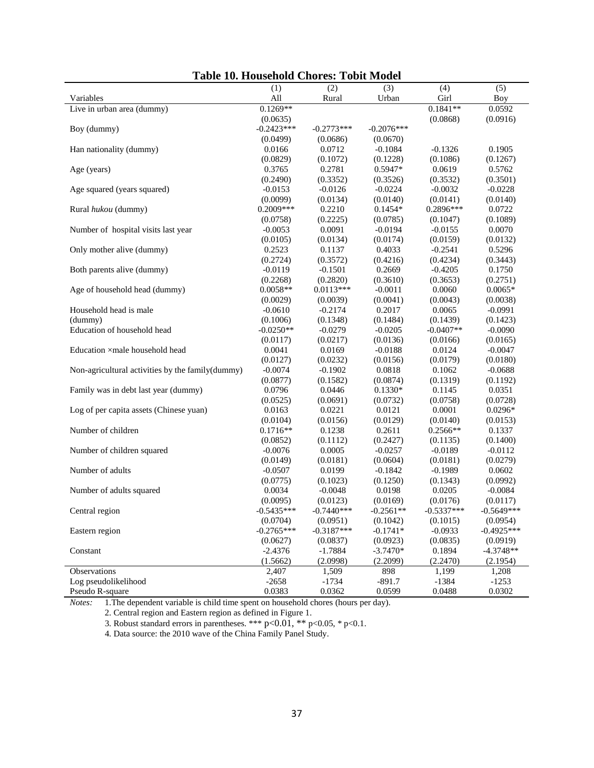**Table 10. Household Chores: Tobit Model**

| Variables | (1) All | (2) Rural | (3) Urban | (4) Girl | (5) Boy |
|---|---|---|---|---|---|
| Live in urban area (dummy) | 0.1269** | | | 0.1841** | 0.0592 |
| | (0.0635) | | | (0.0868) | (0.0916) |
| Boy (dummy) | -0.2423*** | -0.2773*** | -0.2076*** | | |
| | (0.0499) | (0.0686) | (0.0670) | | |
| Han nationality (dummy) | 0.0166 | 0.0712 | -0.1084 | -0.1326 | 0.1905 |
| | (0.0829) | (0.1072) | (0.1228) | (0.1086) | (0.1267) |
| Age (years) | 0.3765 | 0.2781 | 0.5947* | 0.0619 | 0.5762 |
| | (0.2490) | (0.3352) | (0.3526) | (0.3532) | (0.3501) |
| Age squared (years squared) | -0.0153 | -0.0126 | -0.0224 | -0.0032 | -0.0228 |
| | (0.0099) | (0.0134) | (0.0140) | (0.0141) | (0.0140) |
| Rural *hukou* (dummy) | 0.2009*** | 0.2210 | 0.1454* | 0.2896*** | 0.0722 |
| | (0.0758) | (0.2225) | (0.0785) | (0.1047) | (0.1089) |
| Number of hospital visits last year | -0.0053 | 0.0091 | -0.0194 | -0.0155 | 0.0070 |
| | (0.0105) | (0.0134) | (0.0174) | (0.0159) | (0.0132) |
| Only mother alive (dummy) | 0.2523 | 0.1137 | 0.4033 | -0.2541 | 0.5296 |
| | (0.2724) | (0.3572) | (0.4216) | (0.4234) | (0.3443) |
| Both parents alive (dummy) | -0.0119 | -0.1501 | 0.2669 | -0.4205 | 0.1750 |
| | (0.2268) | (0.2820) | (0.3610) | (0.3653) | (0.2751) |
| Age of household head (dummy) | 0.0058** | 0.0113*** | -0.0011 | 0.0060 | 0.0065* |
| | (0.0029) | (0.0039) | (0.0041) | (0.0043) | (0.0038) |
| Household head is male (dummy) | -0.0610 | -0.2174 | 0.2017 | 0.0065 | -0.0991 |
| | (0.1006) | (0.1348) | (0.1484) | (0.1439) | (0.1423) |
| Education of household head | -0.0250** | -0.0279 | -0.0205 | -0.0407** | -0.0090 |
| | (0.0117) | (0.0217) | (0.0136) | (0.0166) | (0.0165) |
| Education ×male household head | 0.0041 | 0.0169 | -0.0188 | 0.0124 | -0.0047 |
| | (0.0127) | (0.0232) | (0.0156) | (0.0179) | (0.0180) |
| Non-agricultural activities by the family(dummy) | -0.0074 | -0.1902 | 0.0818 | 0.1062 | -0.0688 |
| | (0.0877) | (0.1582) | (0.0874) | (0.1319) | (0.1192) |
| Family was in debt last year (dummy) | 0.0796 | 0.0446 | 0.1330* | 0.1145 | 0.0351 |
| | (0.0525) | (0.0691) | (0.0732) | (0.0758) | (0.0728) |
| Log of per capita assets (Chinese yuan) | 0.0163 | 0.0221 | 0.0121 | 0.0001 | 0.0296* |
| | (0.0104) | (0.0156) | (0.0129) | (0.0140) | (0.0153) |
| Number of children | 0.1716** | 0.1238 | 0.2611 | 0.2566** | 0.1337 |
| | (0.0852) | (0.1112) | (0.2427) | (0.1135) | (0.1400) |
| Number of children squared | -0.0076 | 0.0005 | -0.0257 | -0.0189 | -0.0112 |
| | (0.0149) | (0.0181) | (0.0604) | (0.0181) | (0.0279) |
| Number of adults | -0.0507 | 0.0199 | -0.1842 | -0.1989 | 0.0602 |
| | (0.0775) | (0.1023) | (0.1250) | (0.1343) | (0.0992) |
| Number of adults squared | 0.0034 | -0.0048 | 0.0198 | 0.0205 | -0.0084 |
| | (0.0095) | (0.0123) | (0.0169) | (0.0176) | (0.0117) |
| Central region | -0.5435*** | -0.7440*** | -0.2561** | -0.5337*** | -0.5649*** |
| | (0.0704) | (0.0951) | (0.1042) | (0.1015) | (0.0954) |
| Eastern region | -0.2765*** | -0.3187*** | -0.1741* | -0.0933 | -0.4925*** |
| | (0.0627) | (0.0837) | (0.0923) | (0.0835) | (0.0919) |
| Constant | -2.4376 | -1.7884 | -3.7470* | 0.1894 | -4.3748** |
| | (1.5662) | (2.0998) | (2.2099) | (2.2470) | (2.1954) |
| Observations | 2,407 | 1,509 | 898 | 1,199 | 1,208 |
| Log pseudolikelihood | -2658 | -1734 | -891.7 | -1384 | -1253 |
| Pseudo R-square | 0.0383 | 0.0362 | 0.0599 | 0.0488 | 0.0302 |

*Notes:* 1.The dependent variable is child time spent on household chores (hours per day).

2. Central region and Eastern region as defined in Figure 1.

3. Robust standard errors in parentheses. *** $p<0.01$, ** $p<0.05$, * $p<0.1$.

4. Data source: the 2010 wave of the China Family Panel Study.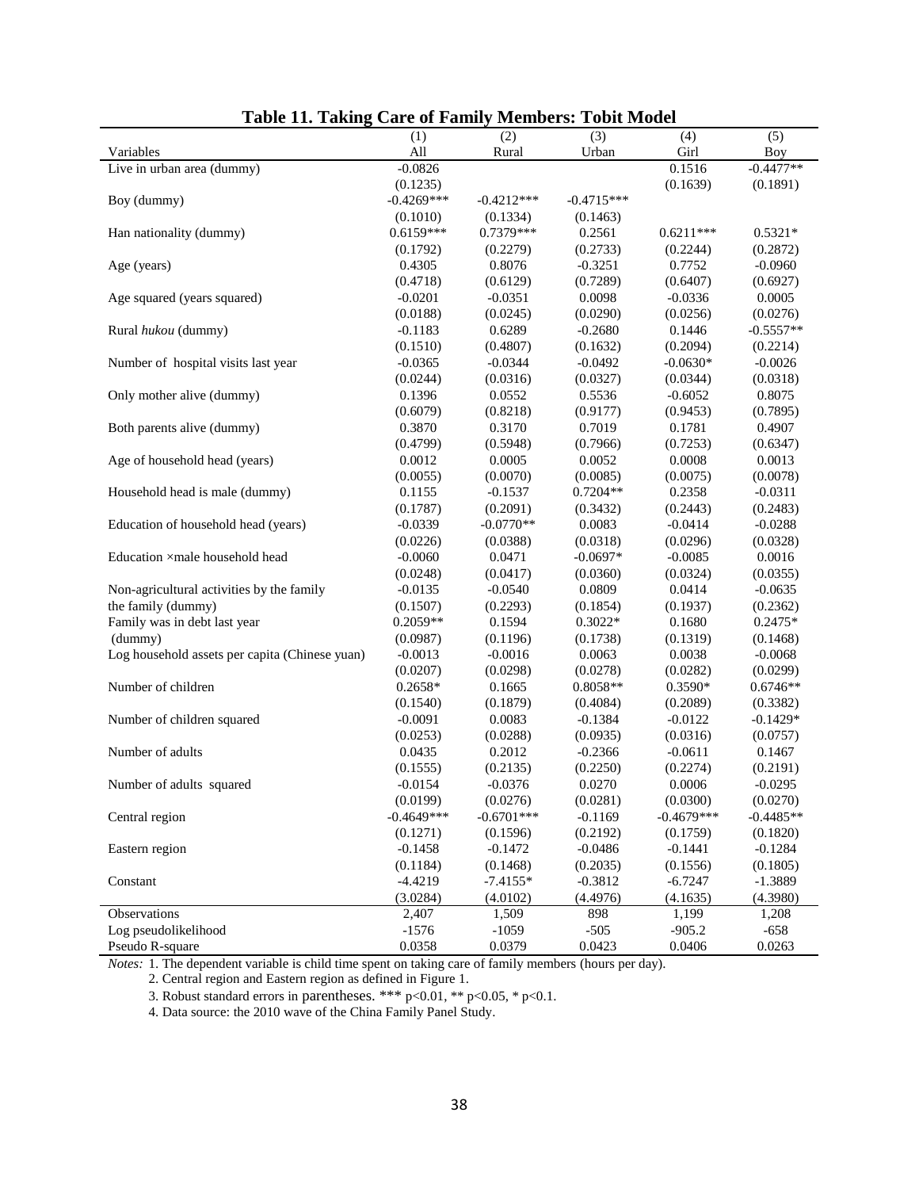**Table 11. Taking Care of Family Members: Tobit Model**

| Variables | (1)<br>All | (2)<br>Rural | (3)<br>Urban | (4)<br>Girl | (5)<br>Boy |
|---|---|---|---|---|---|
| Live in urban area (dummy) | -0.0826 | | | 0.1516 | -0.4477** |
| | (0.1235) | | | (0.1639) | (0.1891) |
| Boy (dummy) | -0.4269*** | -0.4212*** | -0.4715*** | | |
| | (0.1010) | (0.1334) | (0.1463) | | |
| Han nationality (dummy) | 0.6159*** | 0.7379*** | 0.2561 | 0.6211*** | 0.5321* |
| | (0.1792) | (0.2279) | (0.2733) | (0.2244) | (0.2872) |
| Age (years) | 0.4305 | 0.8076 | -0.3251 | 0.7752 | -0.0960 |
| | (0.4718) | (0.6129) | (0.7289) | (0.6407) | (0.6927) |
| Age squared (years squared) | -0.0201 | -0.0351 | 0.0098 | -0.0336 | 0.0005 |
| | (0.0188) | (0.0245) | (0.0290) | (0.0256) | (0.0276) |
| Rural *hukou* (dummy) | -0.1183 | 0.6289 | -0.2680 | 0.1446 | -0.5557** |
| | (0.1510) | (0.4807) | (0.1632) | (0.2094) | (0.2214) |
| Number of hospital visits last year | -0.0365 | -0.0344 | -0.0492 | -0.0630* | -0.0026 |
| | (0.0244) | (0.0316) | (0.0327) | (0.0344) | (0.0318) |
| Only mother alive (dummy) | 0.1396 | 0.0552 | 0.5536 | -0.6052 | 0.8075 |
| | (0.6079) | (0.8218) | (0.9177) | (0.9453) | (0.7895) |
| Both parents alive (dummy) | 0.3870 | 0.3170 | 0.7019 | 0.1781 | 0.4907 |
| | (0.4799) | (0.5948) | (0.7966) | (0.7253) | (0.6347) |
| Age of household head (years) | 0.0012 | 0.0005 | 0.0052 | 0.0008 | 0.0013 |
| | (0.0055) | (0.0070) | (0.0085) | (0.0075) | (0.0078) |
| Household head is male (dummy) | 0.1155 | -0.1537 | 0.7204** | 0.2358 | -0.0311 |
| | (0.1787) | (0.2091) | (0.3432) | (0.2443) | (0.2483) |
| Education of household head (years) | -0.0339 | -0.0770** | 0.0083 | -0.0414 | -0.0288 |
| | (0.0226) | (0.0388) | (0.0318) | (0.0296) | (0.0328) |
| Education ×male household head | -0.0060 | 0.0471 | -0.0697* | -0.0085 | 0.0016 |
| | (0.0248) | (0.0417) | (0.0360) | (0.0324) | (0.0355) |
| Non-agricultural activities by the family the family (dummy) | -0.0135 | -0.0540 | 0.0809 | 0.0414 | -0.0635 |
| | (0.1507) | (0.2293) | (0.1854) | (0.1937) | (0.2362) |
| Family was in debt last year (dummy) | 0.2059** | 0.1594 | 0.3022* | 0.1680 | 0.2475* |
| | (0.0987) | (0.1196) | (0.1738) | (0.1319) | (0.1468) |
| Log household assets per capita (Chinese yuan) | -0.0013 | -0.0016 | 0.0063 | 0.0038 | -0.0068 |
| | (0.0207) | (0.0298) | (0.0278) | (0.0282) | (0.0299) |
| Number of children | 0.2658* | 0.1665 | 0.8058** | 0.3590* | 0.6746** |
| | (0.1540) | (0.1879) | (0.4084) | (0.2089) | (0.3382) |
| Number of children squared | -0.0091 | 0.0083 | -0.1384 | -0.0122 | -0.1429* |
| | (0.0253) | (0.0288) | (0.0935) | (0.0316) | (0.0757) |
| Number of adults | 0.0435 | 0.2012 | -0.2366 | -0.0611 | 0.1467 |
| | (0.1555) | (0.2135) | (0.2250) | (0.2274) | (0.2191) |
| Number of adults squared | -0.0154 | -0.0376 | 0.0270 | 0.0006 | -0.0295 |
| | (0.0199) | (0.0276) | (0.0281) | (0.0300) | (0.0270) |
| Central region | -0.4649*** | -0.6701*** | -0.1169 | -0.4679*** | -0.4485** |
| | (0.1271) | (0.1596) | (0.2192) | (0.1759) | (0.1820) |
| Eastern region | -0.1458 | -0.1472 | -0.0486 | -0.1441 | -0.1284 |
| | (0.1184) | (0.1468) | (0.2035) | (0.1556) | (0.1805) |
| Constant | -4.4219 | -7.4155* | -0.3812 | -6.7247 | -1.3889 |
| | (3.0284) | (4.0102) | (4.4976) | (4.1635) | (4.3980) |
| Observations | 2,407 | 1,509 | 898 | 1,199 | 1,208 |
| Log pseudolikelihood | -1576 | -1059 | -505 | -905.2 | -658 |
| Pseudo R-square | 0.0358 | 0.0379 | 0.0423 | 0.0406 | 0.0263 |

*Notes:* 1. The dependent variable is child time spent on taking care of family members (hours per day).

2. Central region and Eastern region as defined in Figure 1.

3. Robust standard errors in parentheses. *** p<0.01, ** p<0.05, * p<0.1.

4. Data source: the 2010 wave of the China Family Panel Study.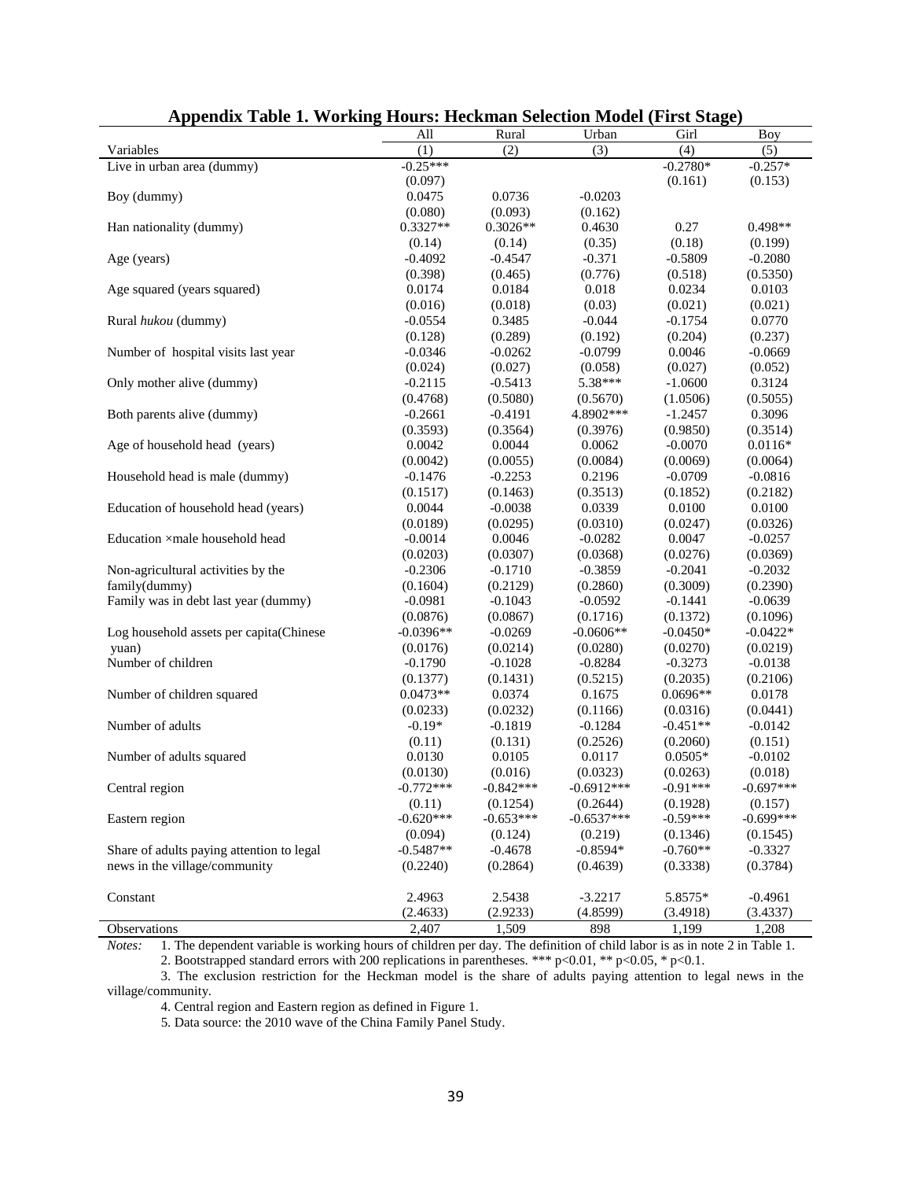# Appendix Table 1. Working Hours: Heckman Selection Model (First Stage)

| | All | Rural | Urban | Girl | Boy |
|---|---|---|---|---|---|
| Variables | (1) | (2) | (3) | (4) | (5) |
| Live in urban area (dummy) | -0.25*** | | | -0.2780* | -0.257* |
| | (0.097) | | | (0.161) | (0.153) |
| Boy (dummy) | 0.0475 | 0.0736 | -0.0203 | | |
| | (0.080) | (0.093) | (0.162) | | |
| Han nationality (dummy) | 0.3327** | 0.3026** | 0.4630 | 0.27 | 0.498** |
| | (0.14) | (0.14) | (0.35) | (0.18) | (0.199) |
| Age (years) | -0.4092 | -0.4547 | -0.371 | -0.5809 | -0.2080 |
| | (0.398) | (0.465) | (0.776) | (0.518) | (0.5350) |
| Age squared (years squared) | 0.0174 | 0.0184 | 0.018 | 0.0234 | 0.0103 |
| | (0.016) | (0.018) | (0.03) | (0.021) | (0.021) |
| Rural *hukou* (dummy) | -0.0554 | 0.3485 | -0.044 | -0.1754 | 0.0770 |
| | (0.128) | (0.289) | (0.192) | (0.204) | (0.237) |
| Number of hospital visits last year | -0.0346 | -0.0262 | -0.0799 | 0.0046 | -0.0669 |
| | (0.024) | (0.027) | (0.058) | (0.027) | (0.052) |
| Only mother alive (dummy) | -0.2115 | -0.5413 | 5.38*** | -1.0600 | 0.3124 |
| | (0.4768) | (0.5080) | (0.5670) | (1.0506) | (0.5055) |
| Both parents alive (dummy) | -0.2661 | -0.4191 | 4.8902*** | -1.2457 | 0.3096 |
| | (0.3593) | (0.3564) | (0.3976) | (0.9850) | (0.3514) |
| Age of household head (years) | 0.0042 | 0.0044 | 0.0062 | -0.0070 | 0.0116* |
| | (0.0042) | (0.0055) | (0.0084) | (0.0069) | (0.0064) |
| Household head is male (dummy) | -0.1476 | -0.2253 | 0.2196 | -0.0709 | -0.0816 |
| | (0.1517) | (0.1463) | (0.3513) | (0.1852) | (0.2182) |
| Education of household head (years) | 0.0044 | -0.0038 | 0.0339 | 0.0100 | 0.0100 |
| | (0.0189) | (0.0295) | (0.0310) | (0.0247) | (0.0326) |
| Education ×male household head | -0.0014 | 0.0046 | -0.0282 | 0.0047 | -0.0257 |
| | (0.0203) | (0.0307) | (0.0368) | (0.0276) | (0.0369) |
| Non-agricultural activities by the family(dummy) | -0.2306 | -0.1710 | -0.3859 | -0.2041 | -0.2032 |
| | (0.1604) | (0.2129) | (0.2860) | (0.3009) | (0.2390) |
| Family was in debt last year (dummy) | -0.0981 | -0.1043 | -0.0592 | -0.1441 | -0.0639 |
| | (0.0876) | (0.0867) | (0.1716) | (0.1372) | (0.1096) |
| Log household assets per capita(Chinese yuan) | -0.0396** | -0.0269 | -0.0606** | -0.0450* | -0.0422* |
| | (0.0176) | (0.0214) | (0.0280) | (0.0270) | (0.0219) |
| Number of children | -0.1790 | -0.1028 | -0.8284 | -0.3273 | -0.0138 |
| | (0.1377) | (0.1431) | (0.5215) | (0.2035) | (0.2106) |
| Number of children squared | 0.0473** | 0.0374 | 0.1675 | 0.0696** | 0.0178 |
| | (0.0233) | (0.0232) | (0.1166) | (0.0316) | (0.0441) |
| Number of adults | -0.19* | -0.1819 | -0.1284 | -0.451** | -0.0142 |
| | (0.11) | (0.131) | (0.2526) | (0.2060) | (0.151) |
| Number of adults squared | 0.0130 | 0.0105 | 0.0117 | 0.0505* | -0.0102 |
| | (0.0130) | (0.016) | (0.0323) | (0.0263) | (0.018) |
| Central region | -0.772*** | -0.842*** | -0.6912*** | -0.91*** | -0.697*** |
| | (0.11) | (0.1254) | (0.2644) | (0.1928) | (0.157) |
| Eastern region | -0.620*** | -0.653*** | -0.6537*** | -0.59*** | -0.699*** |
| | (0.094) | (0.124) | (0.219) | (0.1346) | (0.1545) |
| Share of adults paying attention to legal news in the village/community | -0.5487** | -0.4678 | -0.8594* | -0.760** | -0.3327 |
| | (0.2240) | (0.2864) | (0.4639) | (0.3338) | (0.3784) |
| Constant | 2.4963 | 2.5438 | -3.2217 | 5.8575* | -0.4961 |
| | (2.4633) | (2.9233) | (4.8599) | (3.4918) | (3.4337) |
| Observations | 2,407 | 1,509 | 898 | 1,199 | 1,208 |

*Notes:* 1. The dependent variable is working hours of children per day. The definition of child labor is as in note 2 in Table 1.

2. Bootstrapped standard errors with 200 replications in parentheses. *** p<0.01, ** p<0.05, * p<0.1.

3. The exclusion restriction for the Heckman model is the share of adults paying attention to legal news in the village/community.

4. Central region and Eastern region as defined in Figure 1.

5. Data source: the 2010 wave of the China Family Panel Study.